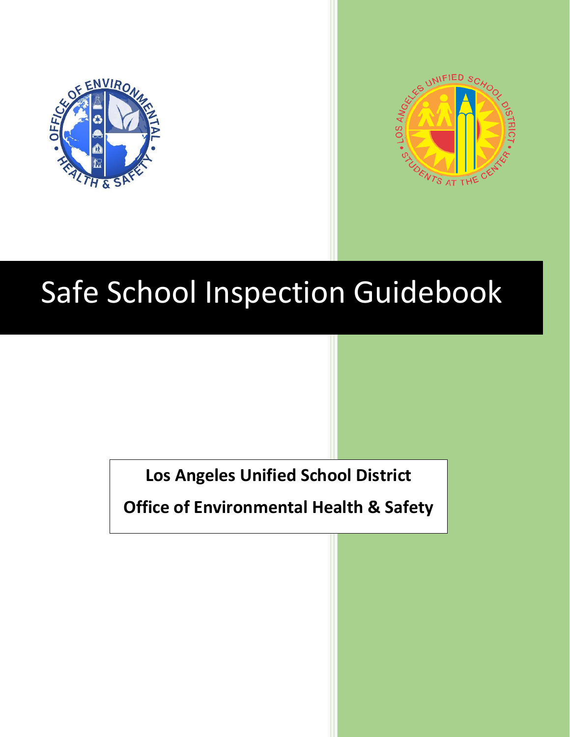# Safe School Inspection Guidebook

**Los Angeles Unified School District**

**Office of Environmental Health & Safety**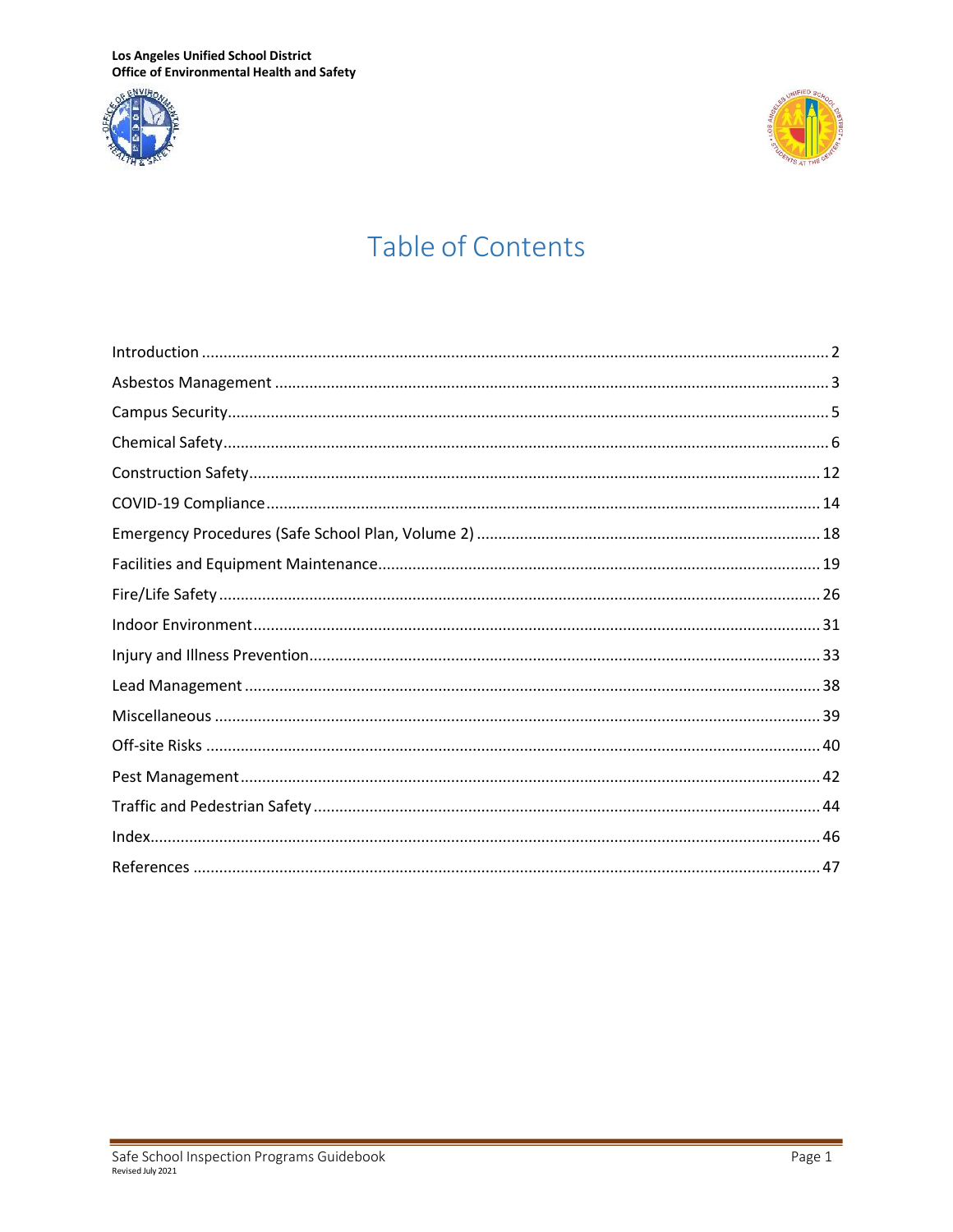Los Angeles Unified School District
Office of Environmental Health and Safety

# Table of Contents

| | |
|---|---|
| Introduction | 2 |
| Asbestos Management | 3 |
| Campus Security | 5 |
| Chemical Safety | 6 |
| Construction Safety | 12 |
| COVID-19 Compliance | 14 |
| Emergency Procedures (Safe School Plan, Volume 2) | 18 |
| Facilities and Equipment Maintenance | 19 |
| Fire/Life Safety | 26 |
| Indoor Environment | 31 |
| Injury and Illness Prevention | 33 |
| Lead Management | 38 |
| Miscellaneous | 39 |
| Off-site Risks | 40 |
| Pest Management | 42 |
| Traffic and Pedestrian Safety | 44 |
| Index | 46 |
| References | 47 |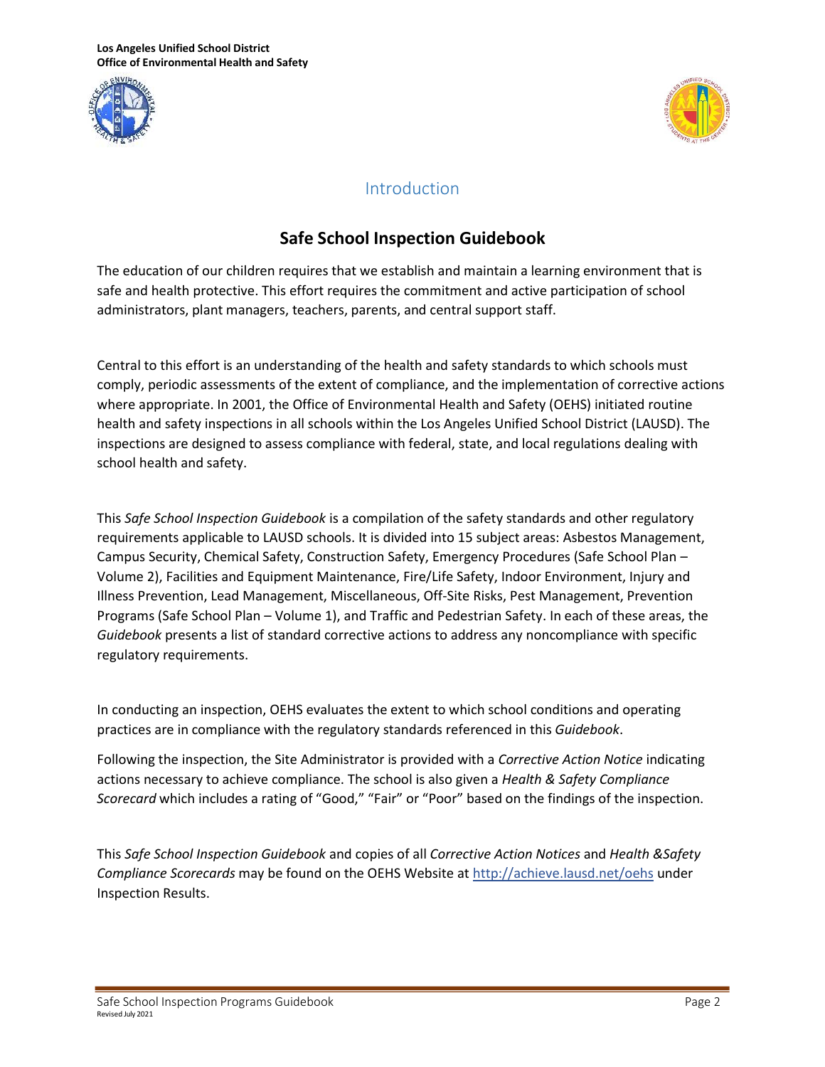## Introduction

# Safe School Inspection Guidebook

The education of our children requires that we establish and maintain a learning environment that is safe and health protective. This effort requires the commitment and active participation of school administrators, plant managers, teachers, parents, and central support staff.

Central to this effort is an understanding of the health and safety standards to which schools must comply, periodic assessments of the extent of compliance, and the implementation of corrective actions where appropriate. In 2001, the Office of Environmental Health and Safety (OEHS) initiated routine health and safety inspections in all schools within the Los Angeles Unified School District (LAUSD). The inspections are designed to assess compliance with federal, state, and local regulations dealing with school health and safety.

This *Safe School Inspection Guidebook* is a compilation of the safety standards and other regulatory requirements applicable to LAUSD schools. It is divided into 15 subject areas: Asbestos Management, Campus Security, Chemical Safety, Construction Safety, Emergency Procedures (Safe School Plan – Volume 2), Facilities and Equipment Maintenance, Fire/Life Safety, Indoor Environment, Injury and Illness Prevention, Lead Management, Miscellaneous, Off-Site Risks, Pest Management, Prevention Programs (Safe School Plan – Volume 1), and Traffic and Pedestrian Safety. In each of these areas, the *Guidebook* presents a list of standard corrective actions to address any noncompliance with specific regulatory requirements.

In conducting an inspection, OEHS evaluates the extent to which school conditions and operating practices are in compliance with the regulatory standards referenced in this *Guidebook*.

Following the inspection, the Site Administrator is provided with a *Corrective Action Notice* indicating actions necessary to achieve compliance. The school is also given a *Health & Safety Compliance Scorecard* which includes a rating of "Good," "Fair" or "Poor" based on the findings of the inspection.

This *Safe School Inspection Guidebook* and copies of all *Corrective Action Notices* and *Health &Safety Compliance Scorecards* may be found on the OEHS Website at http://achieve.lausd.net/oehs under Inspection Results.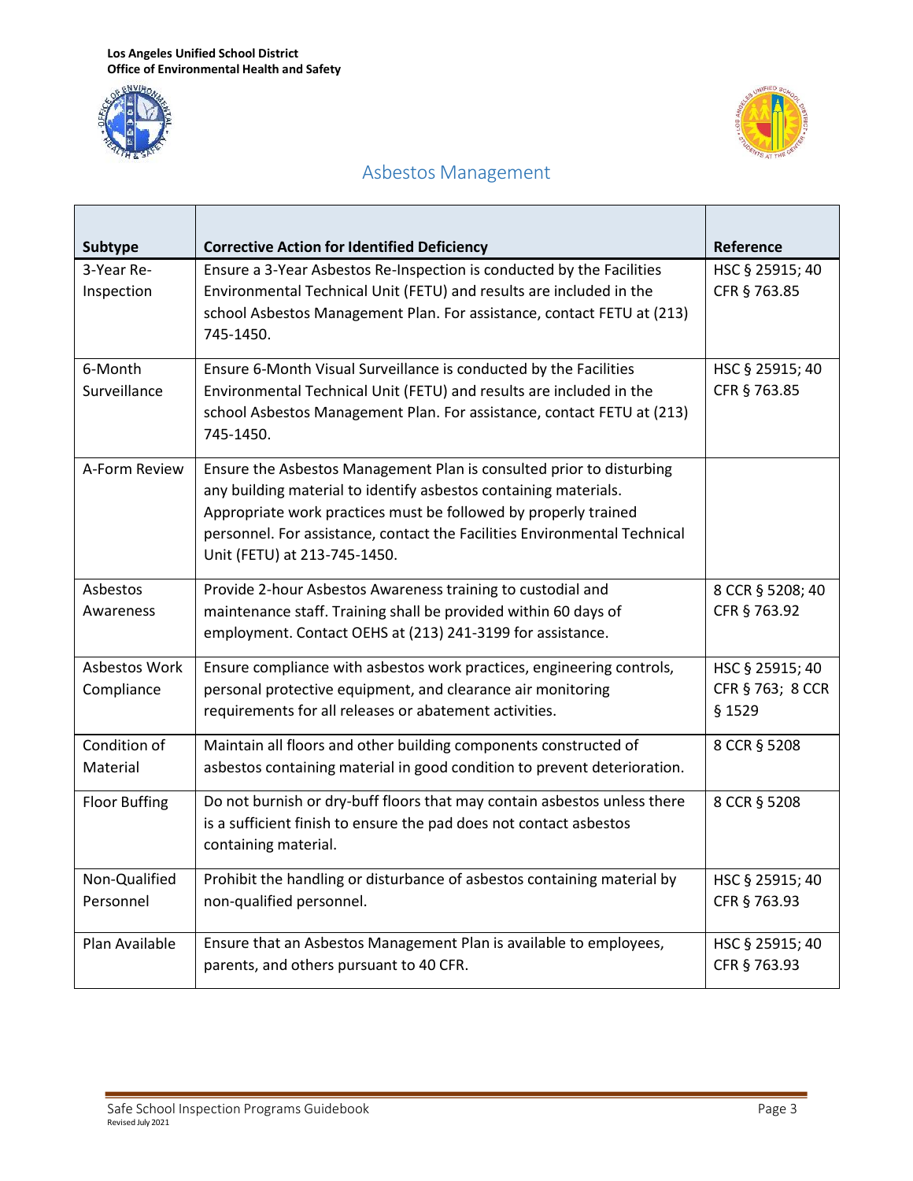# Asbestos Management

| Subtype | Corrective Action for Identified Deficiency | Reference |
|---|---|---|
| 3-Year Re-Inspection | Ensure a 3-Year Asbestos Re-Inspection is conducted by the Facilities Environmental Technical Unit (FETU) and results are included in the school Asbestos Management Plan. For assistance, contact FETU at (213) 745-1450. | HSC § 25915; 40 CFR § 763.85 |
| 6-Month Surveillance | Ensure 6-Month Visual Surveillance is conducted by the Facilities Environmental Technical Unit (FETU) and results are included in the school Asbestos Management Plan. For assistance, contact FETU at (213) 745-1450. | HSC § 25915; 40 CFR § 763.85 |
| A-Form Review | Ensure the Asbestos Management Plan is consulted prior to disturbing any building material to identify asbestos containing materials. Appropriate work practices must be followed by properly trained personnel. For assistance, contact the Facilities Environmental Technical Unit (FETU) at 213-745-1450. | |
| Asbestos Awareness | Provide 2-hour Asbestos Awareness training to custodial and maintenance staff. Training shall be provided within 60 days of employment. Contact OEHS at (213) 241-3199 for assistance. | 8 CCR § 5208; 40 CFR § 763.92 |
| Asbestos Work Compliance | Ensure compliance with asbestos work practices, engineering controls, personal protective equipment, and clearance air monitoring requirements for all releases or abatement activities. | HSC § 25915; 40 CFR § 763; 8 CCR § 1529 |
| Condition of Material | Maintain all floors and other building components constructed of asbestos containing material in good condition to prevent deterioration. | 8 CCR § 5208 |
| Floor Buffing | Do not burnish or dry-buff floors that may contain asbestos unless there is a sufficient finish to ensure the pad does not contact asbestos containing material. | 8 CCR § 5208 |
| Non-Qualified Personnel | Prohibit the handling or disturbance of asbestos containing material by non-qualified personnel. | HSC § 25915; 40 CFR § 763.93 |
| Plan Available | Ensure that an Asbestos Management Plan is available to employees, parents, and others pursuant to 40 CFR. | HSC § 25915; 40 CFR § 763.93 |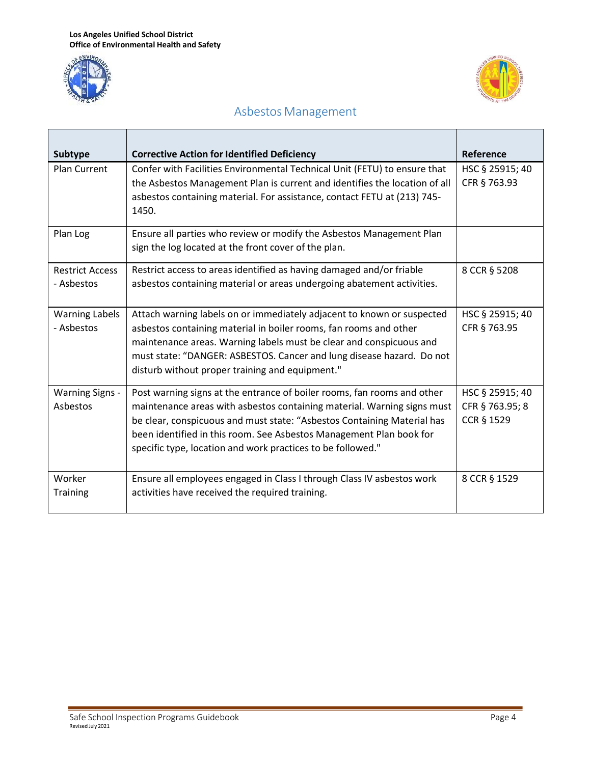## Asbestos Management

| Subtype | Corrective Action for Identified Deficiency | Reference |
|---|---|---|
| Plan Current | Confer with Facilities Environmental Technical Unit (FETU) to ensure that the Asbestos Management Plan is current and identifies the location of all asbestos containing material. For assistance, contact FETU at (213) 745-1450. | HSC § 25915; 40 CFR § 763.93 |
| Plan Log | Ensure all parties who review or modify the Asbestos Management Plan sign the log located at the front cover of the plan. | |
| Restrict Access - Asbestos | Restrict access to areas identified as having damaged and/or friable asbestos containing material or areas undergoing abatement activities. | 8 CCR § 5208 |
| Warning Labels - Asbestos | Attach warning labels on or immediately adjacent to known or suspected asbestos containing material in boiler rooms, fan rooms and other maintenance areas. Warning labels must be clear and conspicuous and must state: "DANGER: ASBESTOS. Cancer and lung disease hazard. Do not disturb without proper training and equipment." | HSC § 25915; 40 CFR § 763.95 |
| Warning Signs - Asbestos | Post warning signs at the entrance of boiler rooms, fan rooms and other maintenance areas with asbestos containing material. Warning signs must be clear, conspicuous and must state: "Asbestos Containing Material has been identified in this room. See Asbestos Management Plan book for specific type, location and work practices to be followed." | HSC § 25915; 40 CFR § 763.95; 8 CCR § 1529 |
| Worker Training | Ensure all employees engaged in Class I through Class IV asbestos work activities have received the required training. | 8 CCR § 1529 |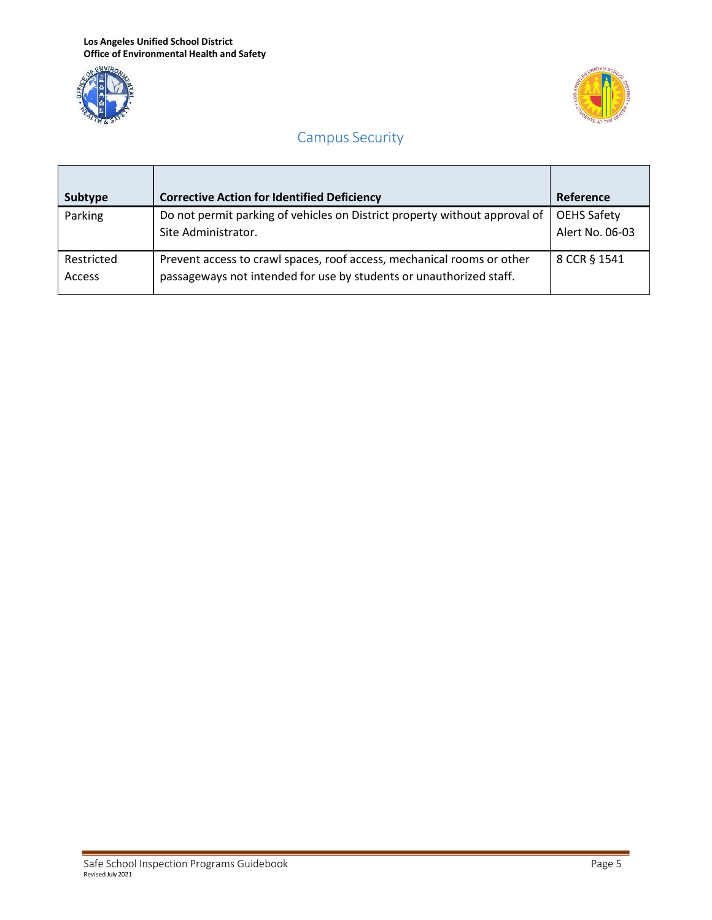## Campus Security

| Subtype | Corrective Action for Identified Deficiency | Reference |
|---|---|---|
| Parking | Do not permit parking of vehicles on District property without approval of Site Administrator. | OEHS Safety Alert No. 06-03 |
| Restricted Access | Prevent access to crawl spaces, roof access, mechanical rooms or other passageways not intended for use by students or unauthorized staff. | 8 CCR § 1541 |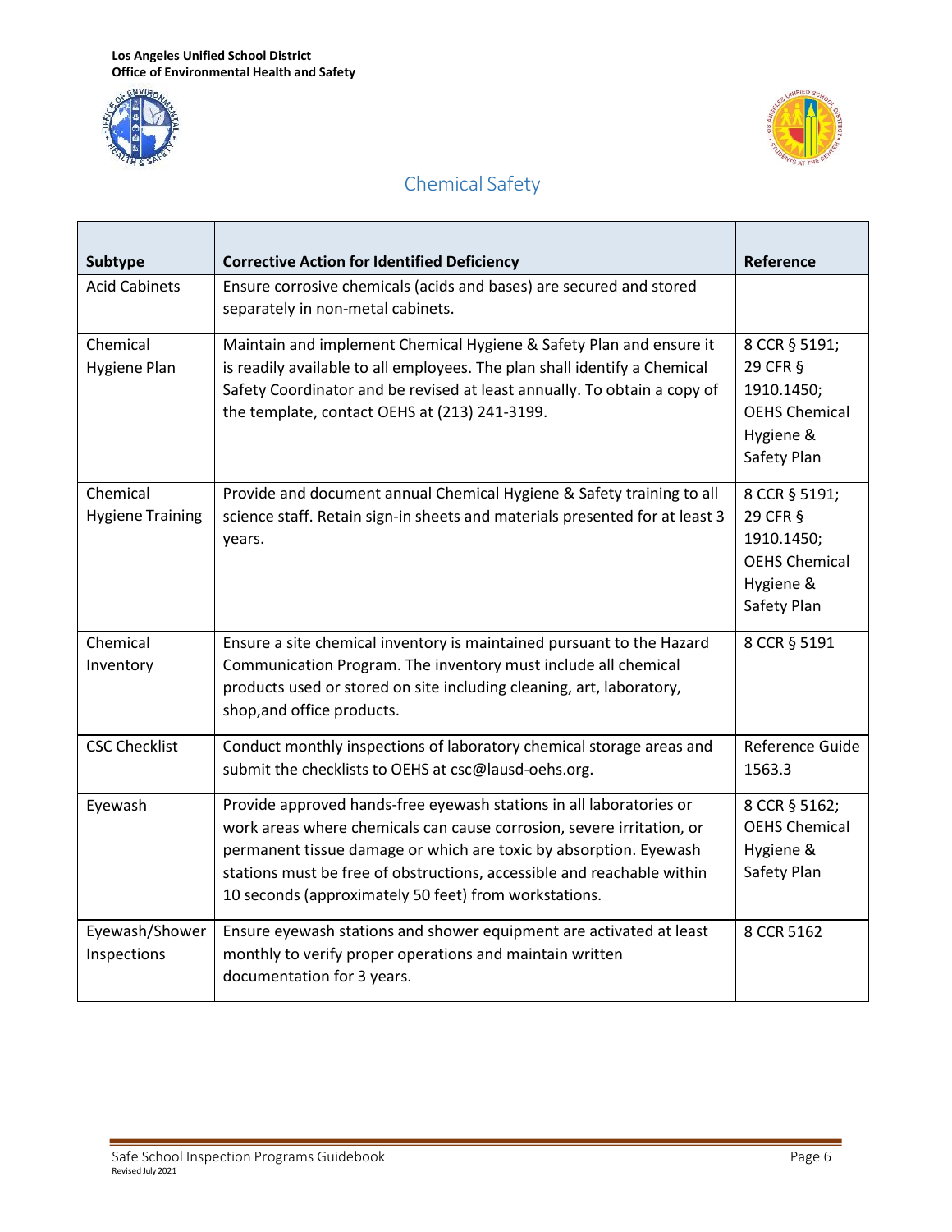## Chemical Safety

| Subtype | Corrective Action for Identified Deficiency | Reference |
|---|---|---|
| Acid Cabinets | Ensure corrosive chemicals (acids and bases) are secured and stored separately in non-metal cabinets. | |
| Chemical Hygiene Plan | Maintain and implement Chemical Hygiene & Safety Plan and ensure it is readily available to all employees. The plan shall identify a Chemical Safety Coordinator and be revised at least annually. To obtain a copy of the template, contact OEHS at (213) 241-3199. | 8 CCR § 5191; 29 CFR § 1910.1450; OEHS Chemical Hygiene & Safety Plan |
| Chemical Hygiene Training | Provide and document annual Chemical Hygiene & Safety training to all science staff. Retain sign-in sheets and materials presented for at least 3 years. | 8 CCR § 5191; 29 CFR § 1910.1450; OEHS Chemical Hygiene & Safety Plan |
| Chemical Inventory | Ensure a site chemical inventory is maintained pursuant to the Hazard Communication Program. The inventory must include all chemical products used or stored on site including cleaning, art, laboratory, shop,and office products. | 8 CCR § 5191 |
| CSC Checklist | Conduct monthly inspections of laboratory chemical storage areas and submit the checklists to OEHS at csc@lausd-oehs.org. | Reference Guide 1563.3 |
| Eyewash | Provide approved hands-free eyewash stations in all laboratories or work areas where chemicals can cause corrosion, severe irritation, or permanent tissue damage or which are toxic by absorption. Eyewash stations must be free of obstructions, accessible and reachable within 10 seconds (approximately 50 feet) from workstations. | 8 CCR § 5162; OEHS Chemical Hygiene & Safety Plan |
| Eyewash/Shower Inspections | Ensure eyewash stations and shower equipment are activated at least monthly to verify proper operations and maintain written documentation for 3 years. | 8 CCR 5162 |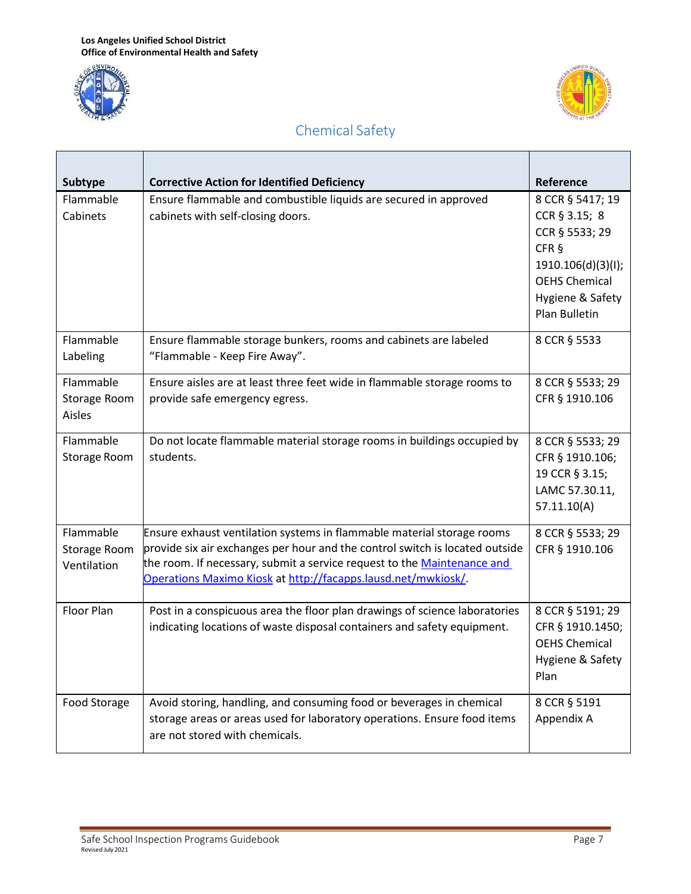Los Angeles Unified School District
Office of Environmental Health and Safety

## Chemical Safety

| Subtype | Corrective Action for Identified Deficiency | Reference |
|---|---|---|
| Flammable Cabinets | Ensure flammable and combustible liquids are secured in approved cabinets with self-closing doors. | 8 CCR § 5417; 19 CCR § 3.15; 8 CCR § 5533; 29 CFR § 1910.106(d)(3)(I); OEHS Chemical Hygiene & Safety Plan Bulletin |
| Flammable Labeling | Ensure flammable storage bunkers, rooms and cabinets are labeled "Flammable - Keep Fire Away". | 8 CCR § 5533 |
| Flammable Storage Room Aisles | Ensure aisles are at least three feet wide in flammable storage rooms to provide safe emergency egress. | 8 CCR § 5533; 29 CFR § 1910.106 |
| Flammable Storage Room | Do not locate flammable material storage rooms in buildings occupied by students. | 8 CCR § 5533; 29 CFR § 1910.106; 19 CCR § 3.15; LAMC 57.30.11, 57.11.10(A) |
| Flammable Storage Room Ventilation | Ensure exhaust ventilation systems in flammable material storage rooms provide six air exchanges per hour and the control switch is located outside the room. If necessary, submit a service request to the [Maintenance and Operations Maximo Kiosk](http://facapps.lausd.net/mwkiosk/) at [http://facapps.lausd.net/mwkiosk/](http://facapps.lausd.net/mwkiosk/). | 8 CCR § 5533; 29 CFR § 1910.106 |
| Floor Plan | Post in a conspicuous area the floor plan drawings of science laboratories indicating locations of waste disposal containers and safety equipment. | 8 CCR § 5191; 29 CFR § 1910.1450; OEHS Chemical Hygiene & Safety Plan |
| Food Storage | Avoid storing, handling, and consuming food or beverages in chemical storage areas or areas used for laboratory operations. Ensure food items are not stored with chemicals. | 8 CCR § 5191 Appendix A |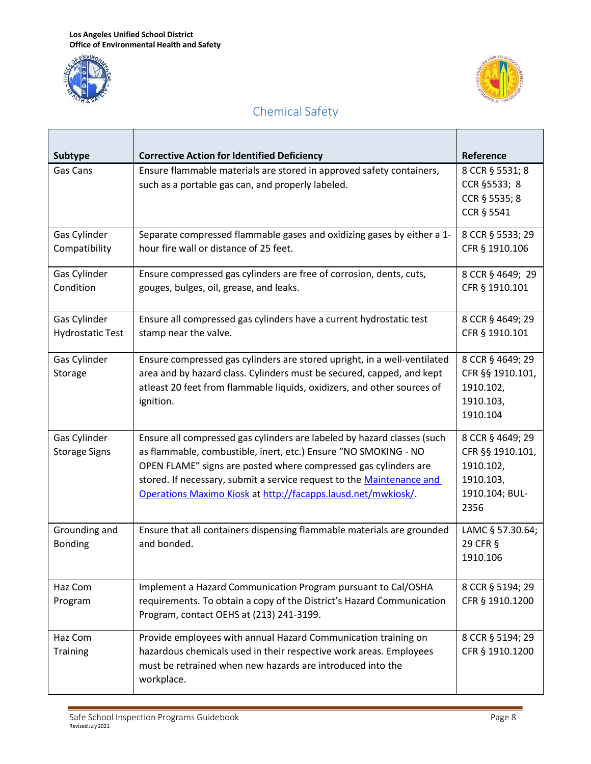## Chemical Safety

| Subtype | Corrective Action for Identified Deficiency | Reference |
|---|---|---|
| Gas Cans | Ensure flammable materials are stored in approved safety containers, such as a portable gas can, and properly labeled. | 8 CCR § 5531; 8 CCR §5533; 8 CCR § 5535; 8 CCR § 5541 |
| Gas Cylinder Compatibility | Separate compressed flammable gases and oxidizing gases by either a 1-hour fire wall or distance of 25 feet. | 8 CCR § 5533; 29 CFR § 1910.106 |
| Gas Cylinder Condition | Ensure compressed gas cylinders are free of corrosion, dents, cuts, gouges, bulges, oil, grease, and leaks. | 8 CCR § 4649; 29 CFR § 1910.101 |
| Gas Cylinder Hydrostatic Test | Ensure all compressed gas cylinders have a current hydrostatic test stamp near the valve. | 8 CCR § 4649; 29 CFR § 1910.101 |
| Gas Cylinder Storage | Ensure compressed gas cylinders are stored upright, in a well-ventilated area and by hazard class. Cylinders must be secured, capped, and kept atleast 20 feet from flammable liquids, oxidizers, and other sources of ignition. | 8 CCR § 4649; 29 CFR §§ 1910.101, 1910.102, 1910.103, 1910.104 |
| Gas Cylinder Storage Signs | Ensure all compressed gas cylinders are labeled by hazard classes (such as flammable, combustible, inert, etc.) Ensure "NO SMOKING - NO OPEN FLAME" signs are posted where compressed gas cylinders are stored. If necessary, submit a service request to the [Maintenance and Operations Maximo Kiosk](http://facapps.lausd.net/mwkiosk/) at http://facapps.lausd.net/mwkiosk/. | 8 CCR § 4649; 29 CFR §§ 1910.101, 1910.102, 1910.103, 1910.104; BUL-2356 |
| Grounding and Bonding | Ensure that all containers dispensing flammable materials are grounded and bonded. | LAMC § 57.30.64; 29 CFR § 1910.106 |
| Haz Com Program | Implement a Hazard Communication Program pursuant to Cal/OSHA requirements. To obtain a copy of the District's Hazard Communication Program, contact OEHS at (213) 241-3199. | 8 CCR § 5194; 29 CFR § 1910.1200 |
| Haz Com Training | Provide employees with annual Hazard Communication training on hazardous chemicals used in their respective work areas. Employees must be retrained when new hazards are introduced into the workplace. | 8 CCR § 5194; 29 CFR § 1910.1200 |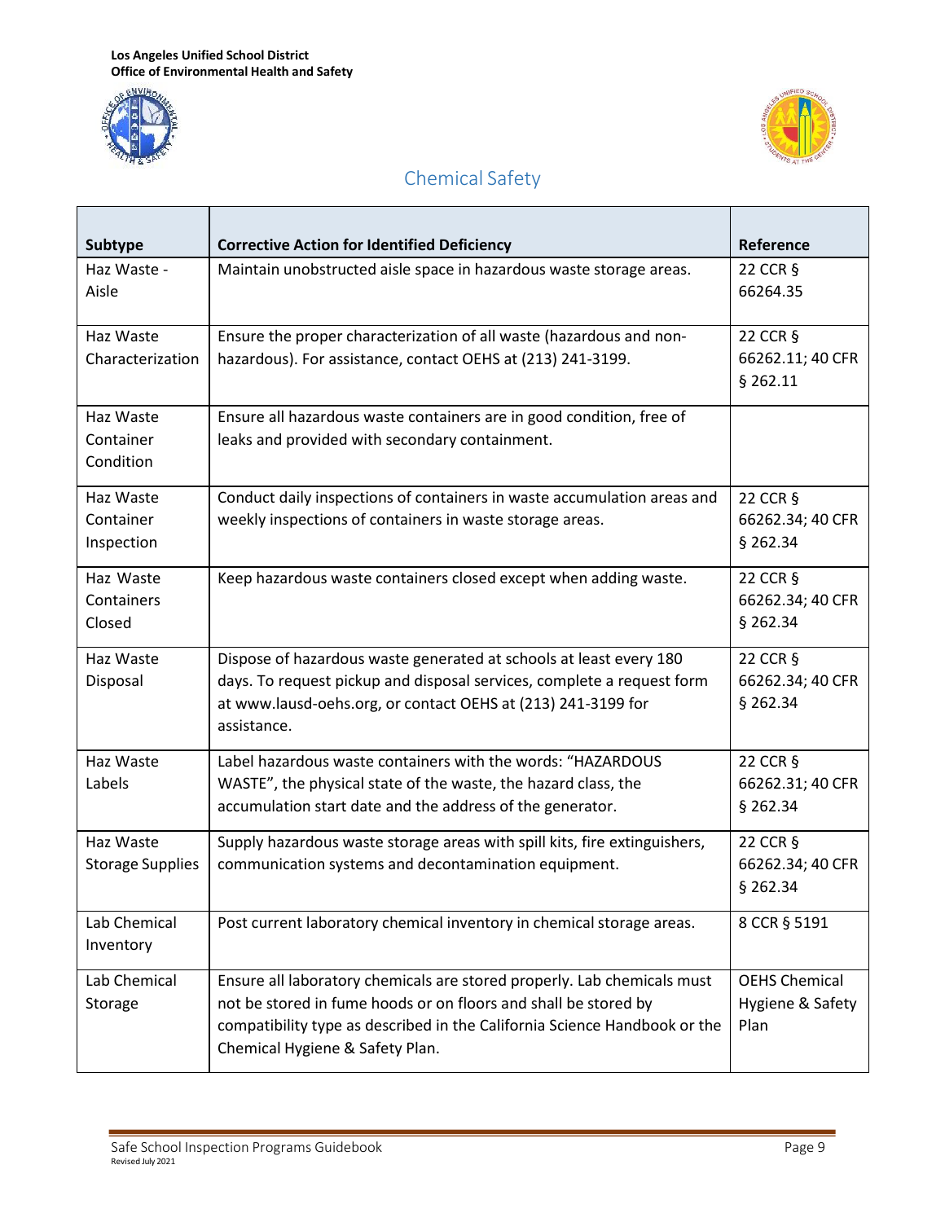Los Angeles Unified School District
Office of Environmental Health and Safety

## Chemical Safety

| Subtype | Corrective Action for Identified Deficiency | Reference |
|---|---|---|
| Haz Waste - Aisle | Maintain unobstructed aisle space in hazardous waste storage areas. | 22 CCR § 66264.35 |
| Haz Waste Characterization | Ensure the proper characterization of all waste (hazardous and non-hazardous). For assistance, contact OEHS at (213) 241-3199. | 22 CCR § 66262.11; 40 CFR § 262.11 |
| Haz Waste Container Condition | Ensure all hazardous waste containers are in good condition, free of leaks and provided with secondary containment. | |
| Haz Waste Container Inspection | Conduct daily inspections of containers in waste accumulation areas and weekly inspections of containers in waste storage areas. | 22 CCR § 66262.34; 40 CFR § 262.34 |
| Haz Waste Containers Closed | Keep hazardous waste containers closed except when adding waste. | 22 CCR § 66262.34; 40 CFR § 262.34 |
| Haz Waste Disposal | Dispose of hazardous waste generated at schools at least every 180 days. To request pickup and disposal services, complete a request form at www.lausd-oehs.org, or contact OEHS at (213) 241-3199 for assistance. | 22 CCR § 66262.34; 40 CFR § 262.34 |
| Haz Waste Labels | Label hazardous waste containers with the words: "HAZARDOUS WASTE", the physical state of the waste, the hazard class, the accumulation start date and the address of the generator. | 22 CCR § 66262.31; 40 CFR § 262.34 |
| Haz Waste Storage Supplies | Supply hazardous waste storage areas with spill kits, fire extinguishers, communication systems and decontamination equipment. | 22 CCR § 66262.34; 40 CFR § 262.34 |
| Lab Chemical Inventory | Post current laboratory chemical inventory in chemical storage areas. | 8 CCR § 5191 |
| Lab Chemical Storage | Ensure all laboratory chemicals are stored properly. Lab chemicals must not be stored in fume hoods or on floors and shall be stored by compatibility type as described in the California Science Handbook or the Chemical Hygiene & Safety Plan. | OEHS Chemical Hygiene & Safety Plan |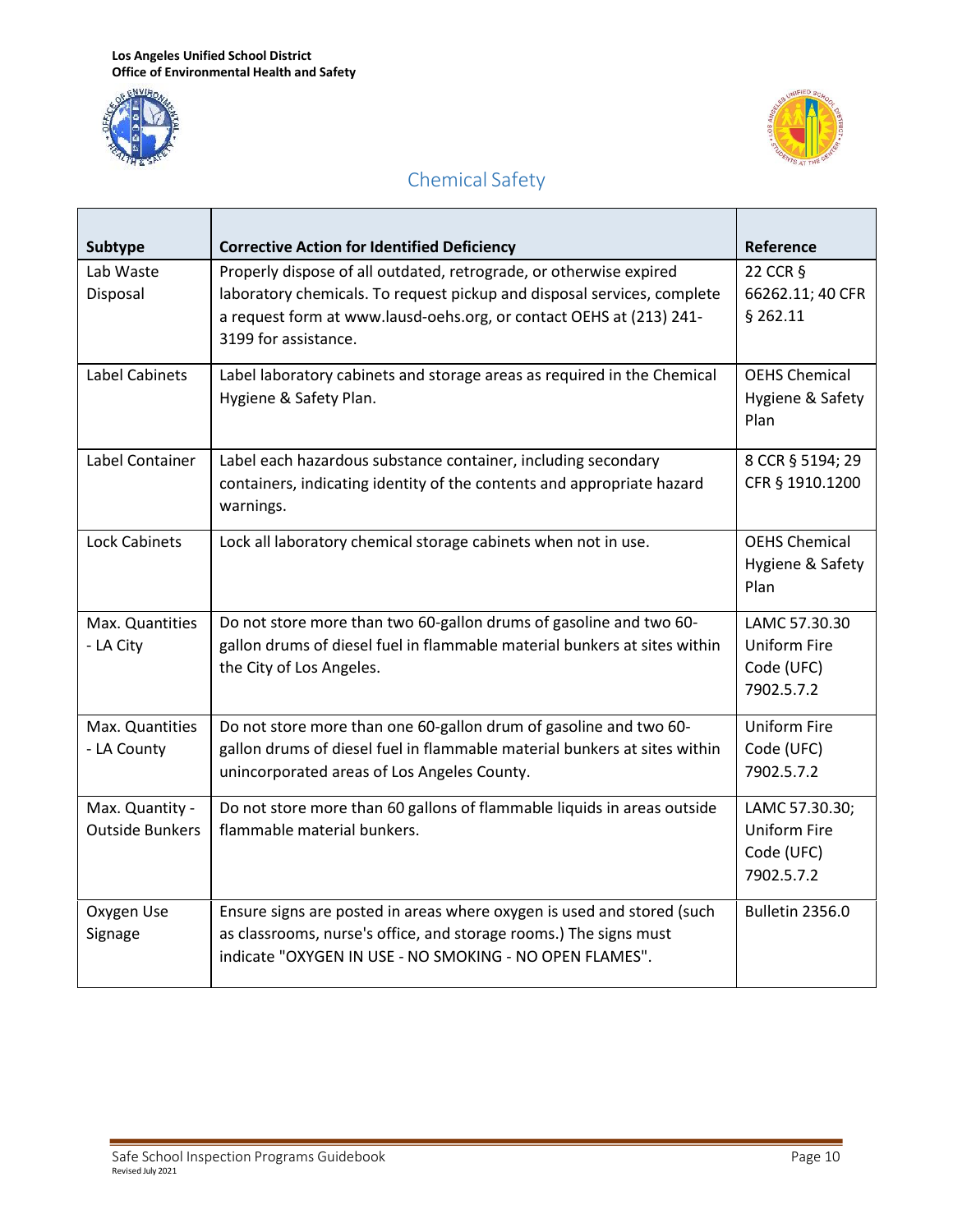# Chemical Safety

| Subtype | Corrective Action for Identified Deficiency | Reference |
|---|---|---|
| Lab Waste Disposal | Properly dispose of all outdated, retrograde, or otherwise expired laboratory chemicals. To request pickup and disposal services, complete a request form at www.lausd-oehs.org, or contact OEHS at (213) 241-3199 for assistance. | 22 CCR § 66262.11; 40 CFR § 262.11 |
| Label Cabinets | Label laboratory cabinets and storage areas as required in the Chemical Hygiene & Safety Plan. | OEHS Chemical Hygiene & Safety Plan |
| Label Container | Label each hazardous substance container, including secondary containers, indicating identity of the contents and appropriate hazard warnings. | 8 CCR § 5194; 29 CFR § 1910.1200 |
| Lock Cabinets | Lock all laboratory chemical storage cabinets when not in use. | OEHS Chemical Hygiene & Safety Plan |
| Max. Quantities - LA City | Do not store more than two 60-gallon drums of gasoline and two 60-gallon drums of diesel fuel in flammable material bunkers at sites within the City of Los Angeles. | LAMC 57.30.30 Uniform Fire Code (UFC) 7902.5.7.2 |
| Max. Quantities - LA County | Do not store more than one 60-gallon drum of gasoline and two 60-gallon drums of diesel fuel in flammable material bunkers at sites within unincorporated areas of Los Angeles County. | Uniform Fire Code (UFC) 7902.5.7.2 |
| Max. Quantity - Outside Bunkers | Do not store more than 60 gallons of flammable liquids in areas outside flammable material bunkers. | LAMC 57.30.30; Uniform Fire Code (UFC) 7902.5.7.2 |
| Oxygen Use Signage | Ensure signs are posted in areas where oxygen is used and stored (such as classrooms, nurse's office, and storage rooms.) The signs must indicate "OXYGEN IN USE - NO SMOKING - NO OPEN FLAMES". | Bulletin 2356.0 |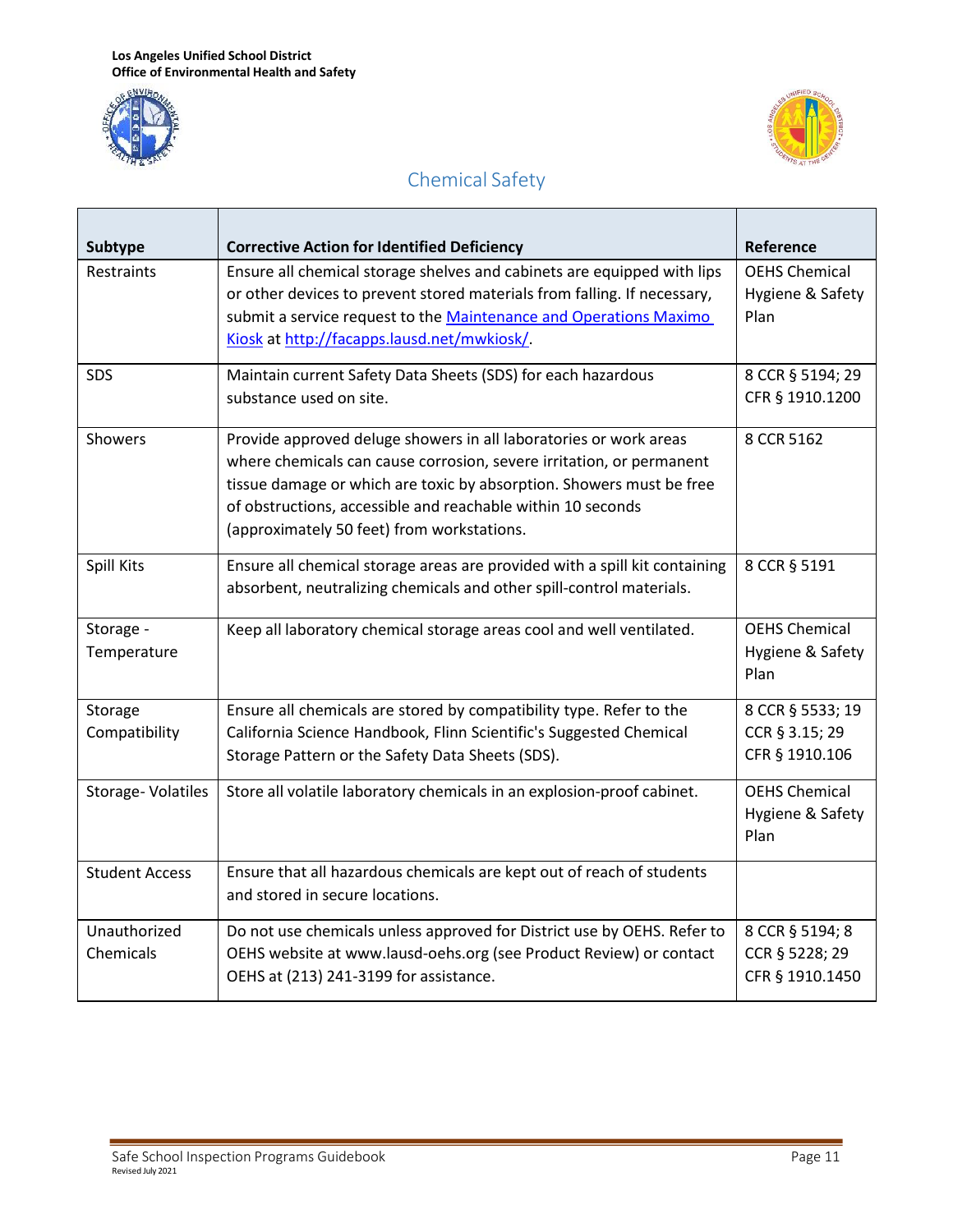Los Angeles Unified School District
Office of Environmental Health and Safety

## Chemical Safety

| Subtype | Corrective Action for Identified Deficiency | Reference |
|---|---|---|
| Restraints | Ensure all chemical storage shelves and cabinets are equipped with lips or other devices to prevent stored materials from falling. If necessary, submit a service request to the [Maintenance and Operations Maximo Kiosk](http://facapps.lausd.net/mwkiosk/) at http://facapps.lausd.net/mwkiosk/. | OEHS Chemical Hygiene & Safety Plan |
| SDS | Maintain current Safety Data Sheets (SDS) for each hazardous substance used on site. | 8 CCR § 5194; 29 CFR § 1910.1200 |
| Showers | Provide approved deluge showers in all laboratories or work areas where chemicals can cause corrosion, severe irritation, or permanent tissue damage or which are toxic by absorption. Showers must be free of obstructions, accessible and reachable within 10 seconds (approximately 50 feet) from workstations. | 8 CCR 5162 |
| Spill Kits | Ensure all chemical storage areas are provided with a spill kit containing absorbent, neutralizing chemicals and other spill-control materials. | 8 CCR § 5191 |
| Storage - Temperature | Keep all laboratory chemical storage areas cool and well ventilated. | OEHS Chemical Hygiene & Safety Plan |
| Storage Compatibility | Ensure all chemicals are stored by compatibility type. Refer to the California Science Handbook, Flinn Scientific's Suggested Chemical Storage Pattern or the Safety Data Sheets (SDS). | 8 CCR § 5533; 19 CCR § 3.15; 29 CFR § 1910.106 |
| Storage- Volatiles | Store all volatile laboratory chemicals in an explosion-proof cabinet. | OEHS Chemical Hygiene & Safety Plan |
| Student Access | Ensure that all hazardous chemicals are kept out of reach of students and stored in secure locations. | |
| Unauthorized Chemicals | Do not use chemicals unless approved for District use by OEHS. Refer to OEHS website at www.lausd-oehs.org (see Product Review) or contact OEHS at (213) 241-3199 for assistance. | 8 CCR § 5194; 8 CCR § 5228; 29 CFR § 1910.1450 |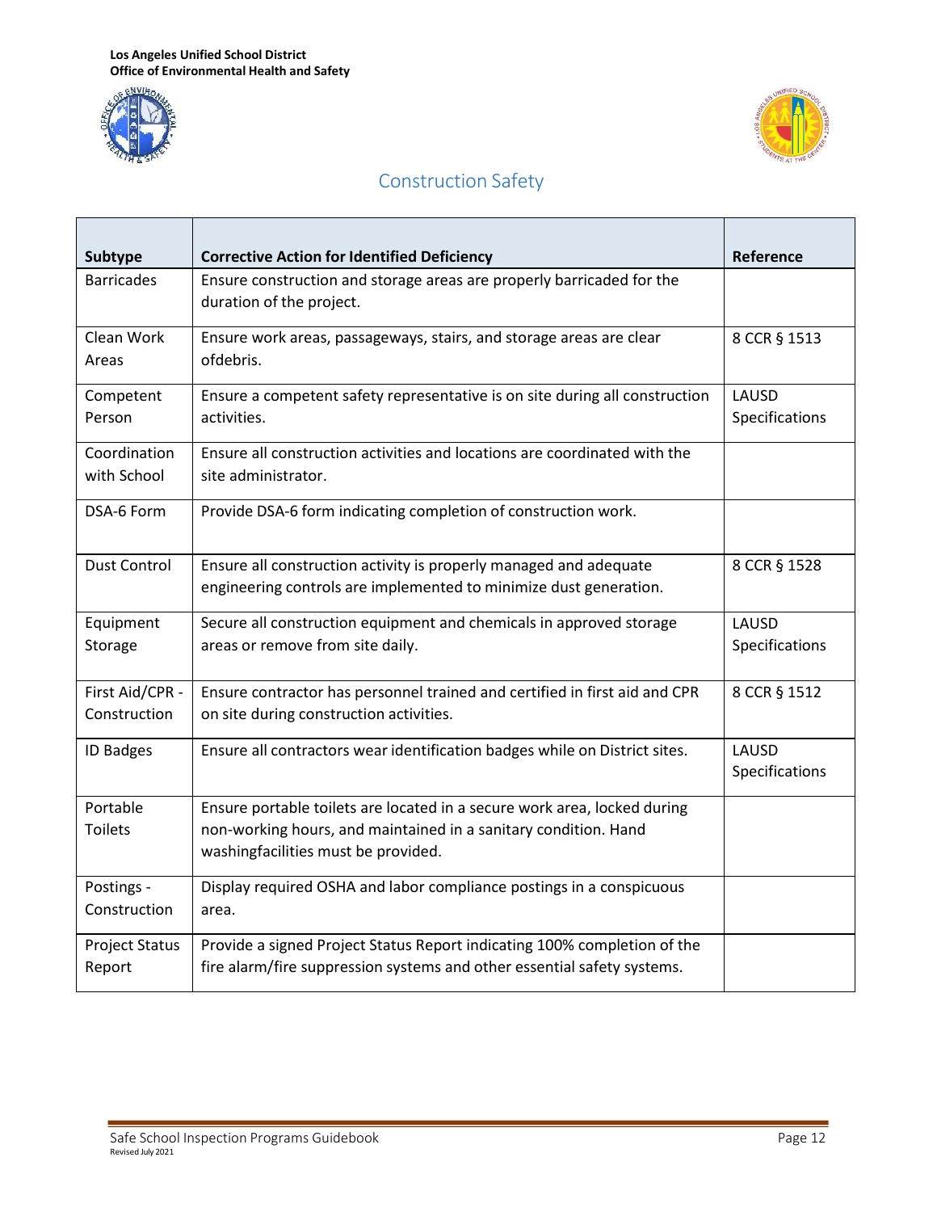## Construction Safety

| Subtype | Corrective Action for Identified Deficiency | Reference |
|---|---|---|
| Barricades | Ensure construction and storage areas are properly barricaded for the duration of the project. | |
| Clean Work Areas | Ensure work areas, passageways, stairs, and storage areas are clear ofdebris. | 8 CCR § 1513 |
| Competent Person | Ensure a competent safety representative is on site during all construction activities. | LAUSD Specifications |
| Coordination with School | Ensure all construction activities and locations are coordinated with the site administrator. | |
| DSA-6 Form | Provide DSA-6 form indicating completion of construction work. | |
| Dust Control | Ensure all construction activity is properly managed and adequate engineering controls are implemented to minimize dust generation. | 8 CCR § 1528 |
| Equipment Storage | Secure all construction equipment and chemicals in approved storage areas or remove from site daily. | LAUSD Specifications |
| First Aid/CPR - Construction | Ensure contractor has personnel trained and certified in first aid and CPR on site during construction activities. | 8 CCR § 1512 |
| ID Badges | Ensure all contractors wear identification badges while on District sites. | LAUSD Specifications |
| Portable Toilets | Ensure portable toilets are located in a secure work area, locked during non-working hours, and maintained in a sanitary condition. Hand washingfacilities must be provided. | |
| Postings - Construction | Display required OSHA and labor compliance postings in a conspicuous area. | |
| Project Status Report | Provide a signed Project Status Report indicating 100% completion of the fire alarm/fire suppression systems and other essential safety systems. | |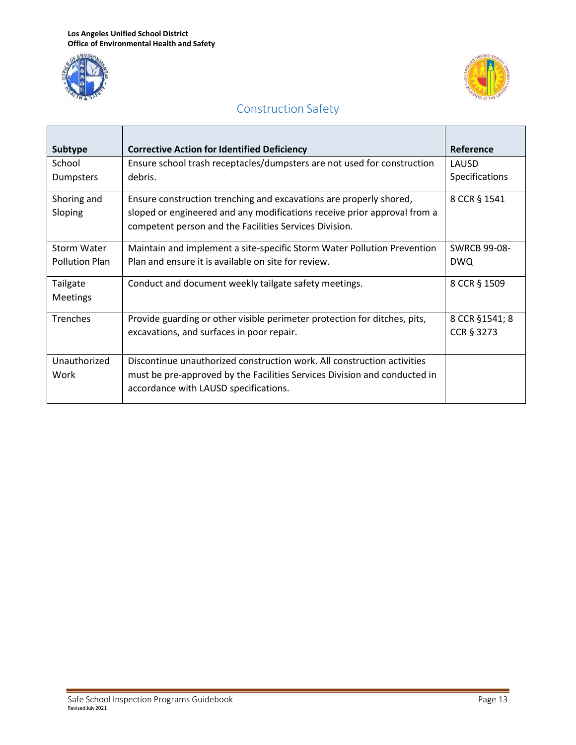## Construction Safety

| Subtype | Corrective Action for Identified Deficiency | Reference |
|---|---|---|
| School Dumpsters | Ensure school trash receptacles/dumpsters are not used for construction debris. | LAUSD Specifications |
| Shoring and Sloping | Ensure construction trenching and excavations are properly shored, sloped or engineered and any modifications receive prior approval from a competent person and the Facilities Services Division. | 8 CCR § 1541 |
| Storm Water Pollution Plan | Maintain and implement a site-specific Storm Water Pollution Prevention Plan and ensure it is available on site for review. | SWRCB 99-08-DWQ |
| Tailgate Meetings | Conduct and document weekly tailgate safety meetings. | 8 CCR § 1509 |
| Trenches | Provide guarding or other visible perimeter protection for ditches, pits, excavations, and surfaces in poor repair. | 8 CCR §1541; 8 CCR § 3273 |
| Unauthorized Work | Discontinue unauthorized construction work. All construction activities must be pre-approved by the Facilities Services Division and conducted in accordance with LAUSD specifications. | |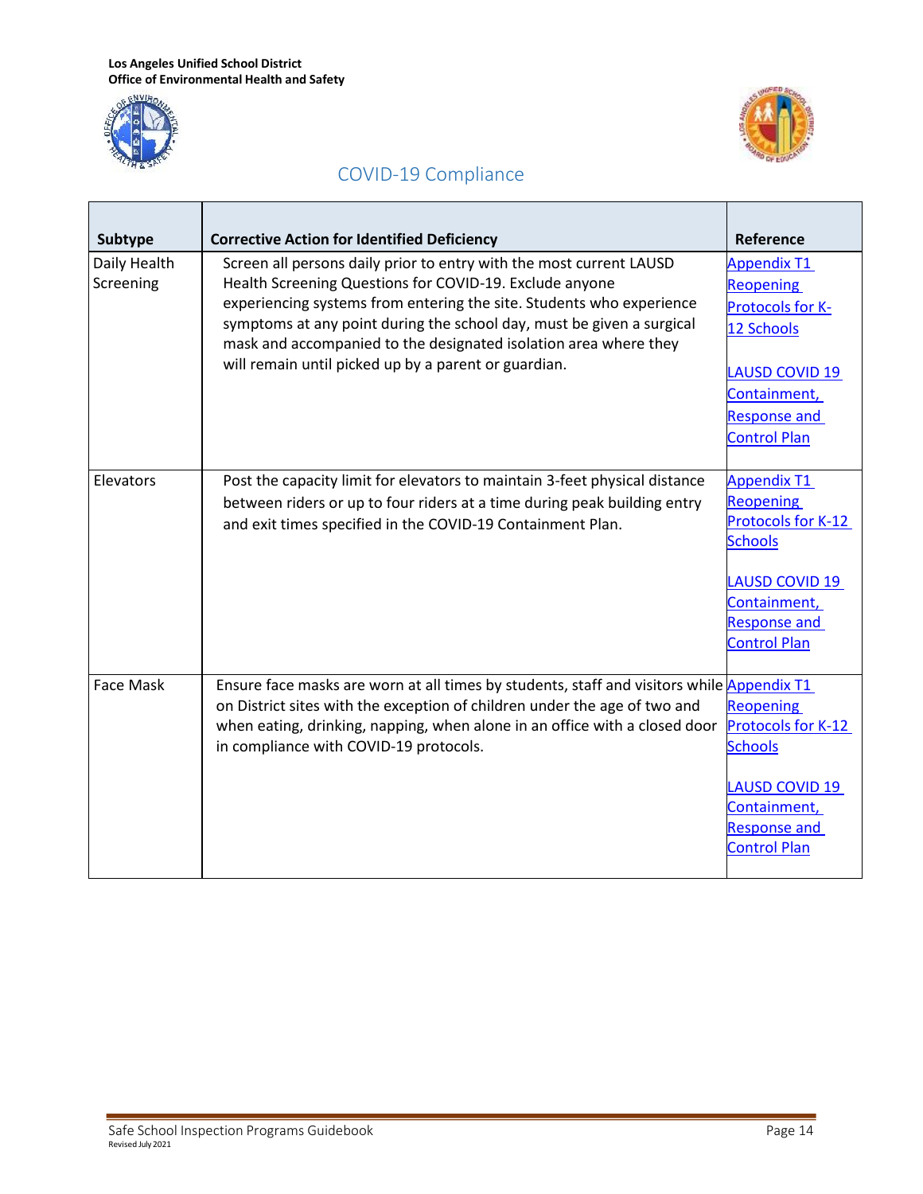## COVID-19 Compliance

| Subtype | Corrective Action for Identified Deficiency | Reference |
| --- | --- | --- |
| Daily Health Screening | Screen all persons daily prior to entry with the most current LAUSD Health Screening Questions for COVID-19. Exclude anyone experiencing systems from entering the site. Students who experience symptoms at any point during the school day, must be given a surgical mask and accompanied to the designated isolation area where they will remain until picked up by a parent or guardian. | Appendix T1 Reopening Protocols for K-12 Schools<br><br>LAUSD COVID 19 Containment, Response and Control Plan |
| Elevators | Post the capacity limit for elevators to maintain 3-feet physical distance between riders or up to four riders at a time during peak building entry and exit times specified in the COVID-19 Containment Plan. | Appendix T1 Reopening Protocols for K-12 Schools<br><br>LAUSD COVID 19 Containment, Response and Control Plan |
| Face Mask | Ensure face masks are worn at all times by students, staff and visitors while on District sites with the exception of children under the age of two and when eating, drinking, napping, when alone in an office with a closed door in compliance with COVID-19 protocols. | Appendix T1 Reopening Protocols for K-12 Schools<br><br>LAUSD COVID 19 Containment, Response and Control Plan |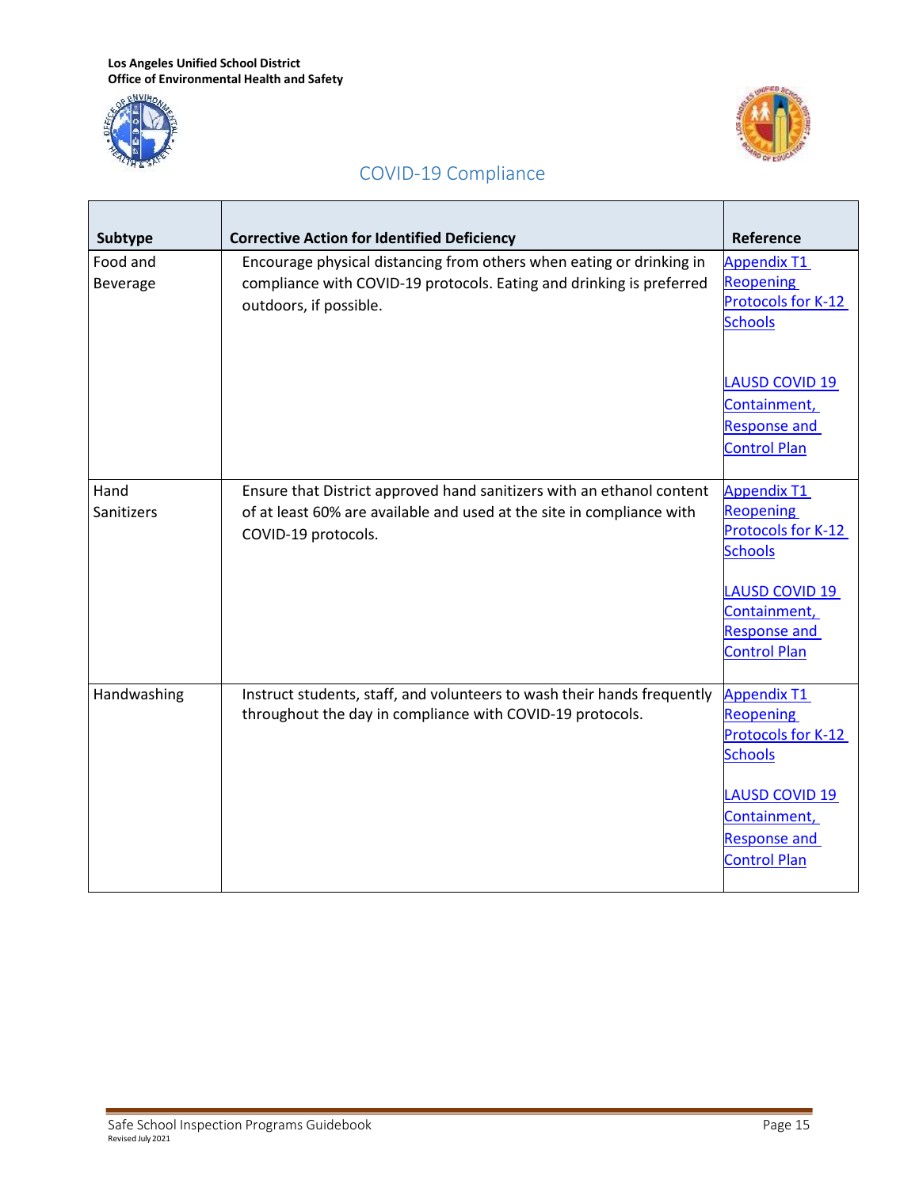## COVID-19 Compliance

| Subtype | Corrective Action for Identified Deficiency | Reference |
|---|---|---|
| Food and Beverage | Encourage physical distancing from others when eating or drinking in compliance with COVID-19 protocols. Eating and drinking is preferred outdoors, if possible. | Appendix T1 Reopening Protocols for K-12 Schools<br><br>LAUSD COVID 19 Containment, Response and Control Plan |
| Hand Sanitizers | Ensure that District approved hand sanitizers with an ethanol content of at least 60% are available and used at the site in compliance with COVID-19 protocols. | Appendix T1 Reopening Protocols for K-12 Schools<br><br>LAUSD COVID 19 Containment, Response and Control Plan |
| Handwashing | Instruct students, staff, and volunteers to wash their hands frequently throughout the day in compliance with COVID-19 protocols. | Appendix T1 Reopening Protocols for K-12 Schools<br><br>LAUSD COVID 19 Containment, Response and Control Plan |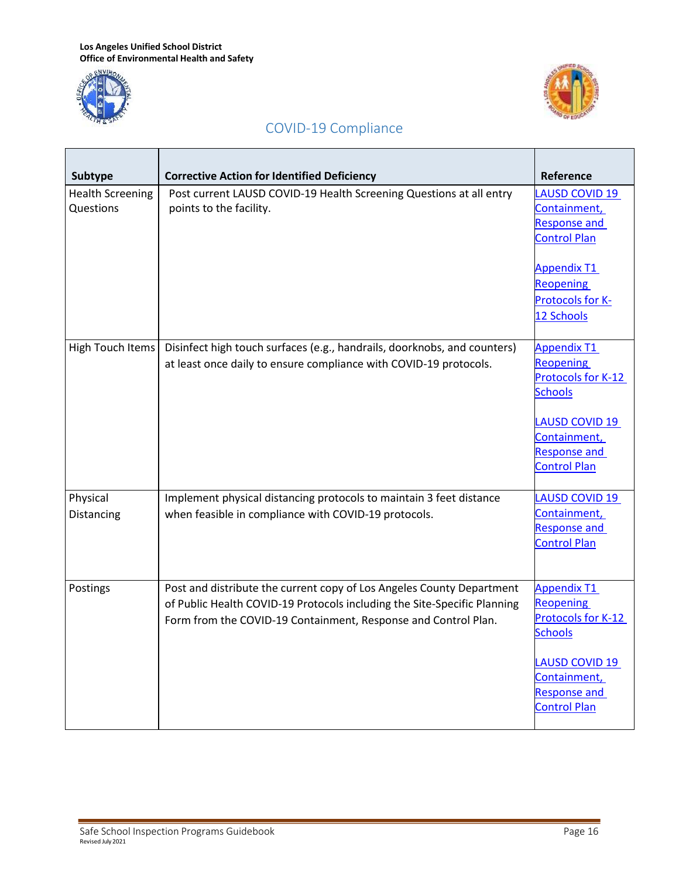Los Angeles Unified School District
Office of Environmental Health and Safety

## COVID-19 Compliance

| Subtype | Corrective Action for Identified Deficiency | Reference |
|---|---|---|
| Health Screening Questions | Post current LAUSD COVID-19 Health Screening Questions at all entry points to the facility. | LAUSD COVID 19 Containment, Response and Control Plan<br><br>Appendix T1 Reopening Protocols for K-12 Schools |
| High Touch Items | Disinfect high touch surfaces (e.g., handrails, doorknobs, and counters) at least once daily to ensure compliance with COVID-19 protocols. | Appendix T1 Reopening Protocols for K-12 Schools<br><br>LAUSD COVID 19 Containment, Response and Control Plan |
| Physical Distancing | Implement physical distancing protocols to maintain 3 feet distance when feasible in compliance with COVID-19 protocols. | LAUSD COVID 19 Containment, Response and Control Plan |
| Postings | Post and distribute the current copy of Los Angeles County Department of Public Health COVID-19 Protocols including the Site-Specific Planning Form from the COVID-19 Containment, Response and Control Plan. | Appendix T1 Reopening Protocols for K-12 Schools<br><br>LAUSD COVID 19 Containment, Response and Control Plan |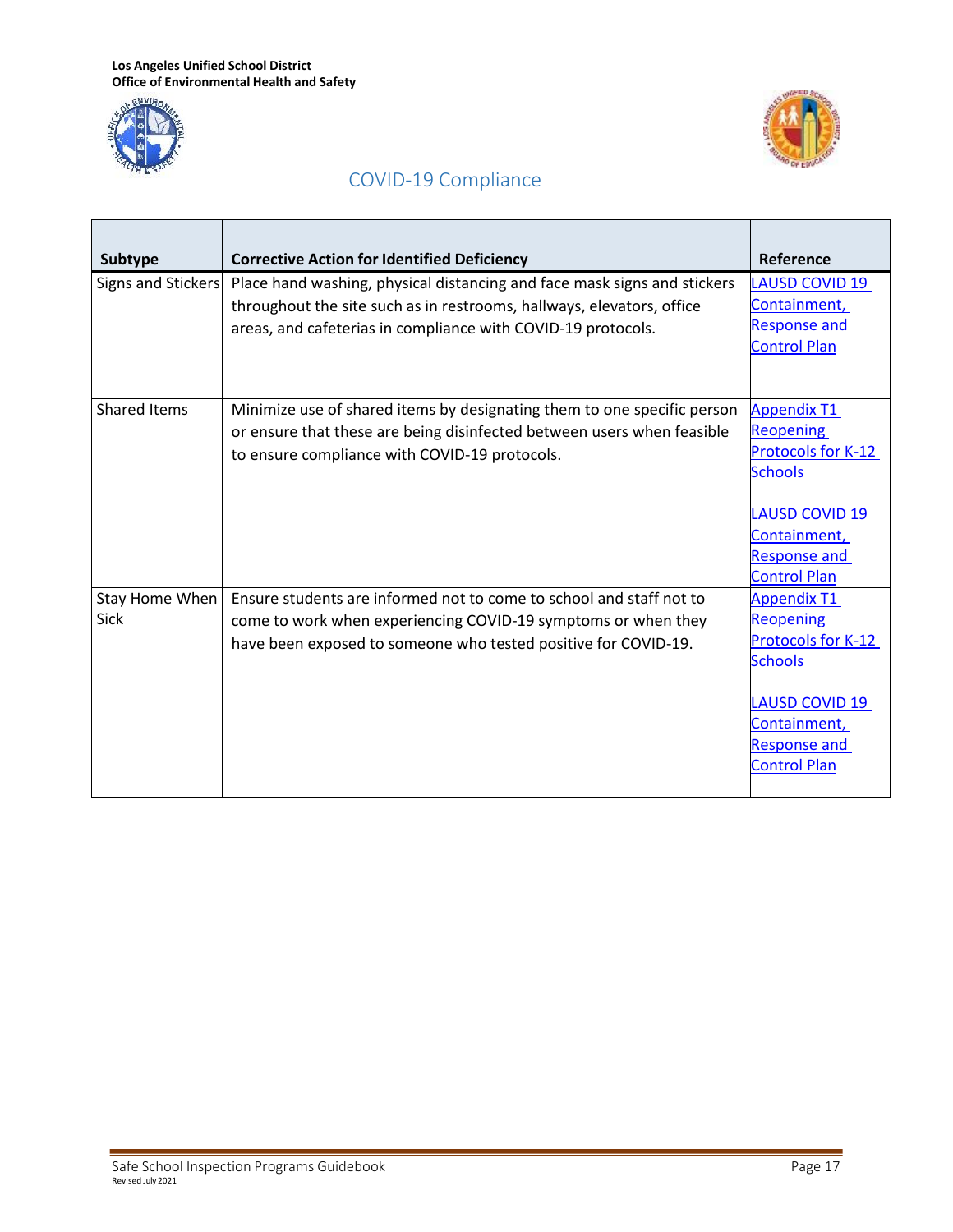## COVID-19 Compliance

| Subtype | Corrective Action for Identified Deficiency | Reference |
|---|---|---|
| Signs and Stickers | Place hand washing, physical distancing and face mask signs and stickers throughout the site such as in restrooms, hallways, elevators, office areas, and cafeterias in compliance with COVID-19 protocols. | LAUSD COVID 19 Containment, Response and Control Plan |
| Shared Items | Minimize use of shared items by designating them to one specific person or ensure that these are being disinfected between users when feasible to ensure compliance with COVID-19 protocols. | Appendix T1 Reopening Protocols for K-12 Schools<br><br>LAUSD COVID 19 Containment, Response and Control Plan |
| Stay Home When Sick | Ensure students are informed not to come to school and staff not to come to work when experiencing COVID-19 symptoms or when they have been exposed to someone who tested positive for COVID-19. | Appendix T1 Reopening Protocols for K-12 Schools<br><br>LAUSD COVID 19 Containment, Response and Control Plan |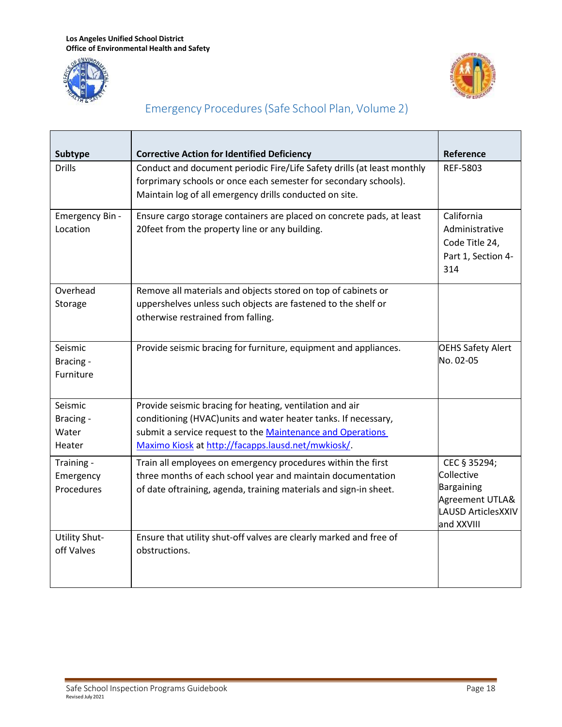## Emergency Procedures (Safe School Plan, Volume 2)

| Subtype | Corrective Action for Identified Deficiency | Reference |
|---|---|---|
| Drills | Conduct and document periodic Fire/Life Safety drills (at least monthly forprimary schools or once each semester for secondary schools). Maintain log of all emergency drills conducted on site. | REF-5803 |
| Emergency Bin - Location | Ensure cargo storage containers are placed on concrete pads, at least 20feet from the property line or any building. | California Administrative Code Title 24, Part 1, Section 4-314 |
| Overhead Storage | Remove all materials and objects stored on top of cabinets or uppershelves unless such objects are fastened to the shelf or otherwise restrained from falling. | |
| Seismic Bracing - Furniture | Provide seismic bracing for furniture, equipment and appliances. | OEHS Safety Alert No. 02-05 |
| Seismic Bracing - Water Heater | Provide seismic bracing for heating, ventilation and air conditioning (HVAC)units and water heater tanks. If necessary, submit a service request to the Maintenance and Operations Maximo Kiosk at http://facapps.lausd.net/mwkiosk/. | |
| Training - Emergency Procedures | Train all employees on emergency procedures within the first three months of each school year and maintain documentation of date oftraining, agenda, training materials and sign-in sheet. | CEC § 35294; Collective Bargaining Agreement UTLA& LAUSD ArticlesXXIV and XXVIII |
| Utility Shut-off Valves | Ensure that utility shut-off valves are clearly marked and free of obstructions. | |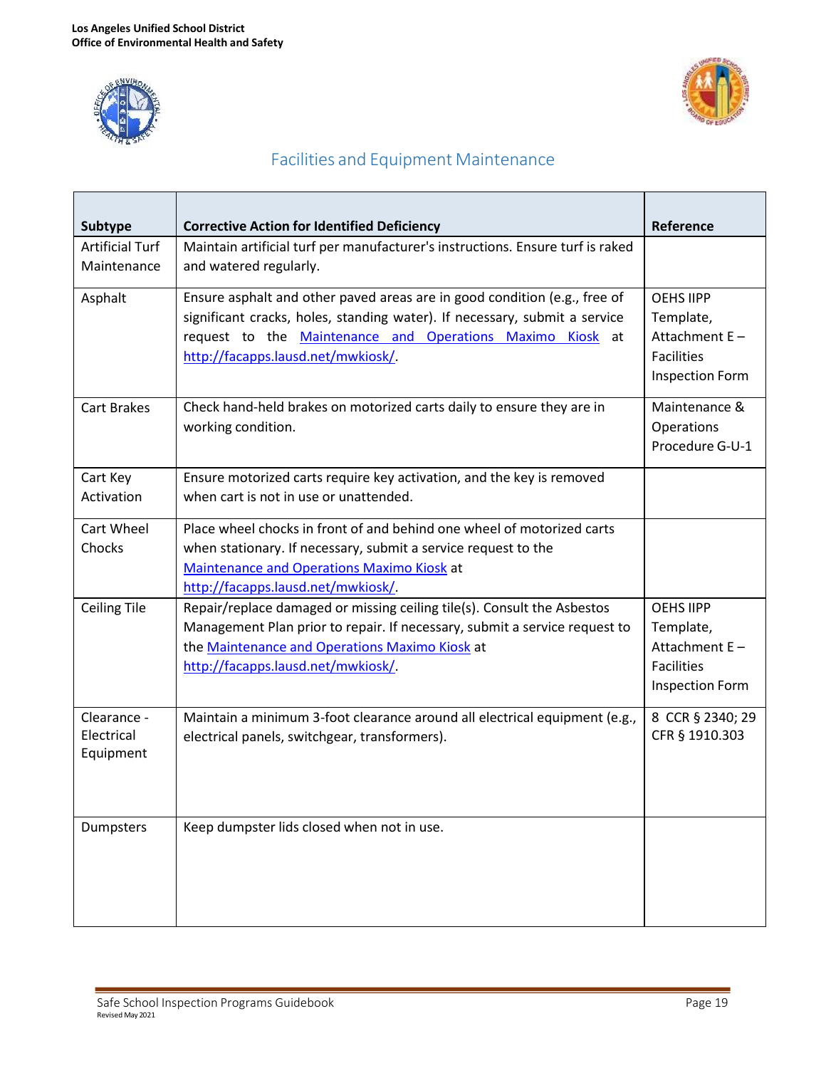## Facilities and Equipment Maintenance

| Subtype | Corrective Action for Identified Deficiency | Reference |
|---|---|---|
| Artificial Turf Maintenance | Maintain artificial turf per manufacturer's instructions. Ensure turf is raked and watered regularly. | |
| Asphalt | Ensure asphalt and other paved areas are in good condition (e.g., free of significant cracks, holes, standing water). If necessary, submit a service request to the Maintenance and Operations Maximo Kiosk at http://facapps.lausd.net/mwkiosk/. | OEHS IIPP Template, Attachment E – Facilities Inspection Form |
| Cart Brakes | Check hand-held brakes on motorized carts daily to ensure they are in working condition. | Maintenance & Operations Procedure G-U-1 |
| Cart Key Activation | Ensure motorized carts require key activation, and the key is removed when cart is not in use or unattended. | |
| Cart Wheel Chocks | Place wheel chocks in front of and behind one wheel of motorized carts when stationary. If necessary, submit a service request to the Maintenance and Operations Maximo Kiosk at http://facapps.lausd.net/mwkiosk/. | |
| Ceiling Tile | Repair/replace damaged or missing ceiling tile(s). Consult the Asbestos Management Plan prior to repair. If necessary, submit a service request to the Maintenance and Operations Maximo Kiosk at http://facapps.lausd.net/mwkiosk/. | OEHS IIPP Template, Attachment E – Facilities Inspection Form |
| Clearance - Electrical Equipment | Maintain a minimum 3-foot clearance around all electrical equipment (e.g., electrical panels, switchgear, transformers). | 8 CCR § 2340; 29 CFR § 1910.303 |
| Dumpsters | Keep dumpster lids closed when not in use. | |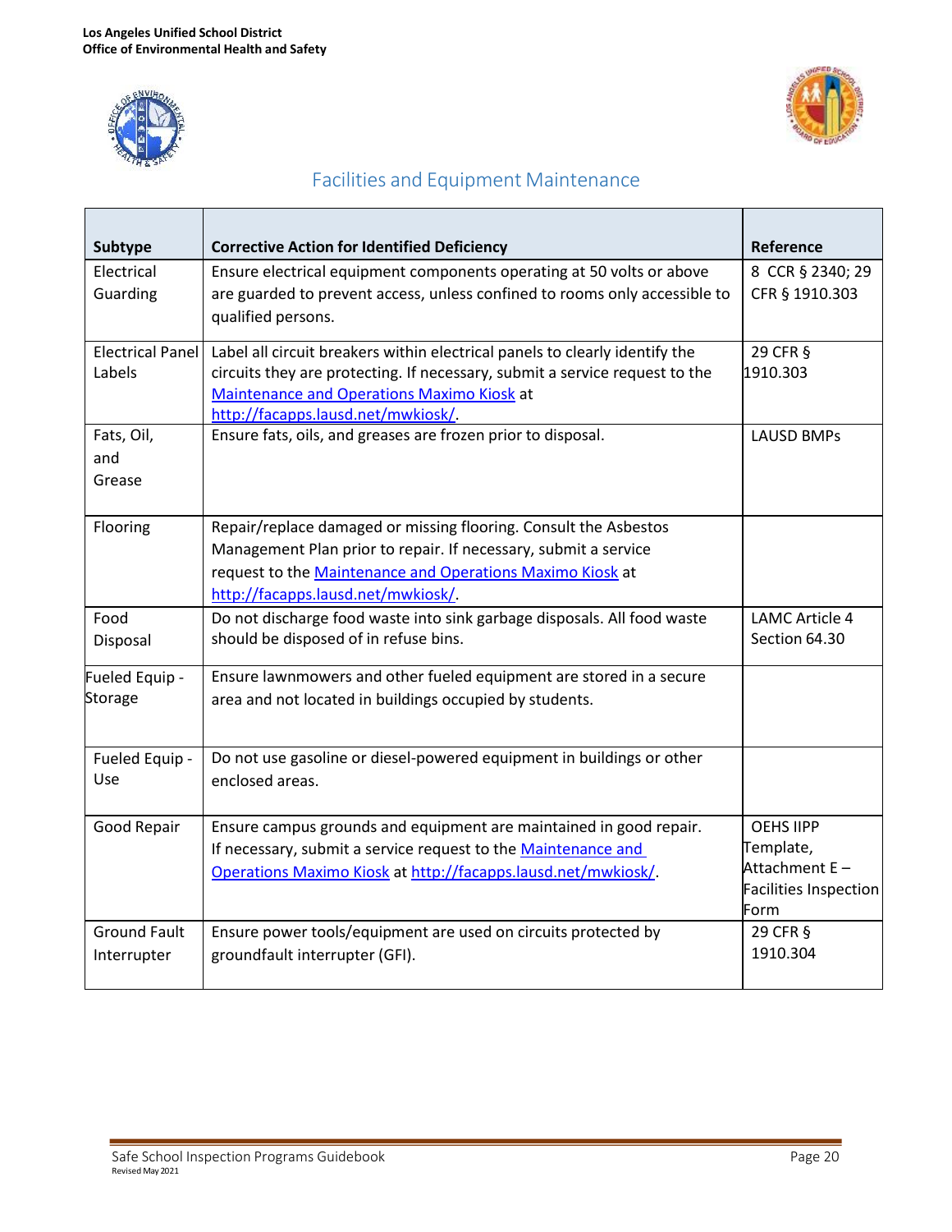## Facilities and Equipment Maintenance

| Subtype | Corrective Action for Identified Deficiency | Reference |
| --- | --- | --- |
| Electrical Guarding | Ensure electrical equipment components operating at 50 volts or above are guarded to prevent access, unless confined to rooms only accessible to qualified persons. | 8 CCR § 2340; 29 CFR § 1910.303 |
| Electrical Panel Labels | Label all circuit breakers within electrical panels to clearly identify the circuits they are protecting. If necessary, submit a service request to the Maintenance and Operations Maximo Kiosk at http://facapps.lausd.net/mwkiosk/. | 29 CFR § 1910.303 |
| Fats, Oil, and Grease | Ensure fats, oils, and greases are frozen prior to disposal. | LAUSD BMPs |
| Flooring | Repair/replace damaged or missing flooring. Consult the Asbestos Management Plan prior to repair. If necessary, submit a service request to the Maintenance and Operations Maximo Kiosk at http://facapps.lausd.net/mwkiosk/. | |
| Food Disposal | Do not discharge food waste into sink garbage disposals. All food waste should be disposed of in refuse bins. | LAMC Article 4 Section 64.30 |
| Fueled Equip - Storage | Ensure lawnmowers and other fueled equipment are stored in a secure area and not located in buildings occupied by students. | |
| Fueled Equip - Use | Do not use gasoline or diesel-powered equipment in buildings or other enclosed areas. | |
| Good Repair | Ensure campus grounds and equipment are maintained in good repair. If necessary, submit a service request to the Maintenance and Operations Maximo Kiosk at http://facapps.lausd.net/mwkiosk/. | OEHS IIPP Template, Attachment E – Facilities Inspection Form |
| Ground Fault Interrupter | Ensure power tools/equipment are used on circuits protected by groundfault interrupter (GFI). | 29 CFR § 1910.304 |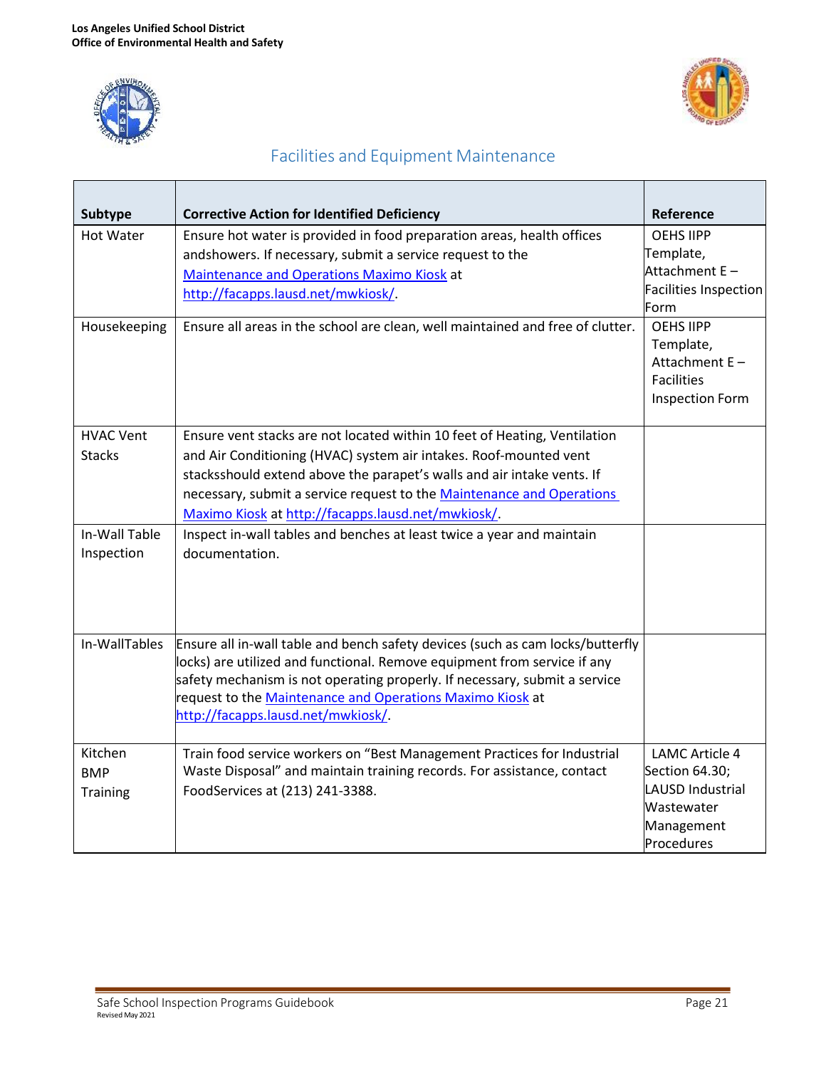Los Angeles Unified School District
Office of Environmental Health and Safety

## Facilities and Equipment Maintenance

| Subtype | Corrective Action for Identified Deficiency | Reference |
|---|---|---|
| Hot Water | Ensure hot water is provided in food preparation areas, health offices andshowers. If necessary, submit a service request to the [Maintenance and Operations Maximo Kiosk](http://facapps.lausd.net/mwkiosk/) at http://facapps.lausd.net/mwkiosk/. | OEHS IIPP Template, Attachment E – Facilities Inspection Form |
| Housekeeping | Ensure all areas in the school are clean, well maintained and free of clutter. | OEHS IIPP Template, Attachment E – Facilities Inspection Form |
| HVAC Vent Stacks | Ensure vent stacks are not located within 10 feet of Heating, Ventilation and Air Conditioning (HVAC) system air intakes. Roof-mounted vent stacksshould extend above the parapet's walls and air intake vents. If necessary, submit a service request to the [Maintenance and Operations Maximo Kiosk](http://facapps.lausd.net/mwkiosk/) at http://facapps.lausd.net/mwkiosk/. | |
| In-Wall Table Inspection | Inspect in-wall tables and benches at least twice a year and maintain documentation. | |
| In-WallTables | Ensure all in-wall table and bench safety devices (such as cam locks/butterfly locks) are utilized and functional. Remove equipment from service if any safety mechanism is not operating properly. If necessary, submit a service request to the [Maintenance and Operations Maximo Kiosk](http://facapps.lausd.net/mwkiosk/) at http://facapps.lausd.net/mwkiosk/. | |
| Kitchen BMP Training | Train food service workers on "Best Management Practices for Industrial Waste Disposal" and maintain training records. For assistance, contact FoodServices at (213) 241-3388. | LAMC Article 4 Section 64.30; LAUSD Industrial Wastewater Management Procedures |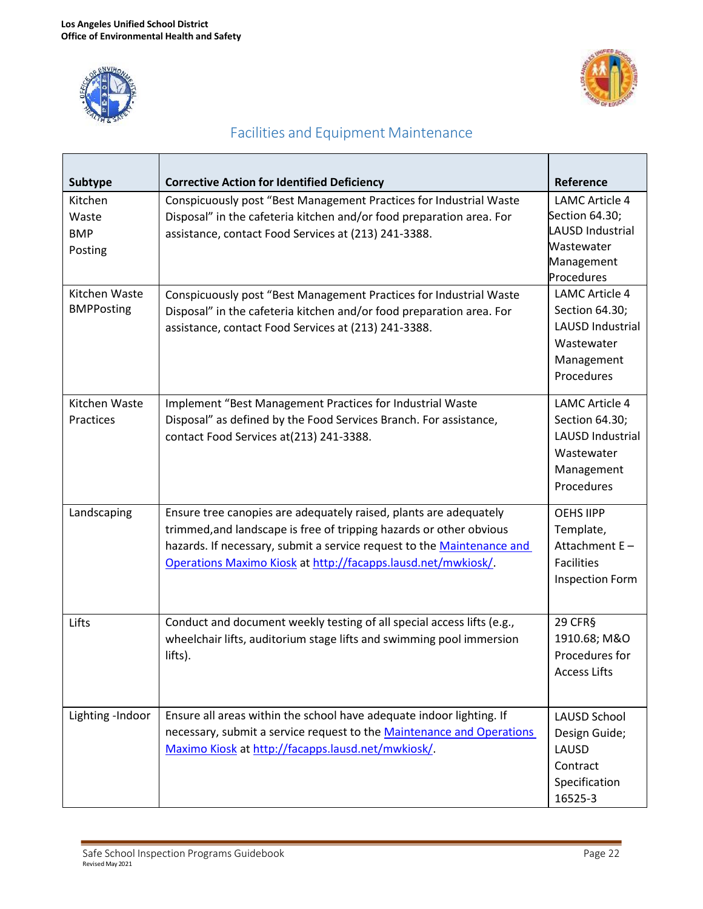Los Angeles Unified School District
Office of Environmental Health and Safety

## Facilities and Equipment Maintenance

| Subtype | Corrective Action for Identified Deficiency | Reference |
|---|---|---|
| Kitchen Waste BMP Posting | Conspicuously post "Best Management Practices for Industrial Waste Disposal" in the cafeteria kitchen and/or food preparation area. For assistance, contact Food Services at (213) 241-3388. | LAMC Article 4 Section 64.30; LAUSD Industrial Wastewater Management Procedures |
| Kitchen Waste BMPPosting | Conspicuously post "Best Management Practices for Industrial Waste Disposal" in the cafeteria kitchen and/or food preparation area. For assistance, contact Food Services at (213) 241-3388. | LAMC Article 4 Section 64.30; LAUSD Industrial Wastewater Management Procedures |
| Kitchen Waste Practices | Implement "Best Management Practices for Industrial Waste Disposal" as defined by the Food Services Branch. For assistance, contact Food Services at(213) 241-3388. | LAMC Article 4 Section 64.30; LAUSD Industrial Wastewater Management Procedures |
| Landscaping | Ensure tree canopies are adequately raised, plants are adequately trimmed,and landscape is free of tripping hazards or other obvious hazards. If necessary, submit a service request to the [Maintenance and Operations Maximo Kiosk](http://facapps.lausd.net/mwkiosk/) at [http://facapps.lausd.net/mwkiosk/](http://facapps.lausd.net/mwkiosk/). | OEHS IIPP Template, Attachment E – Facilities Inspection Form |
| Lifts | Conduct and document weekly testing of all special access lifts (e.g., wheelchair lifts, auditorium stage lifts and swimming pool immersion lifts). | 29 CFR§ 1910.68; M&O Procedures for Access Lifts |
| Lighting -Indoor | Ensure all areas within the school have adequate indoor lighting. If necessary, submit a service request to the [Maintenance and Operations Maximo Kiosk](http://facapps.lausd.net/mwkiosk/) at [http://facapps.lausd.net/mwkiosk/](http://facapps.lausd.net/mwkiosk/). | LAUSD School Design Guide; LAUSD Contract Specification 16525-3 |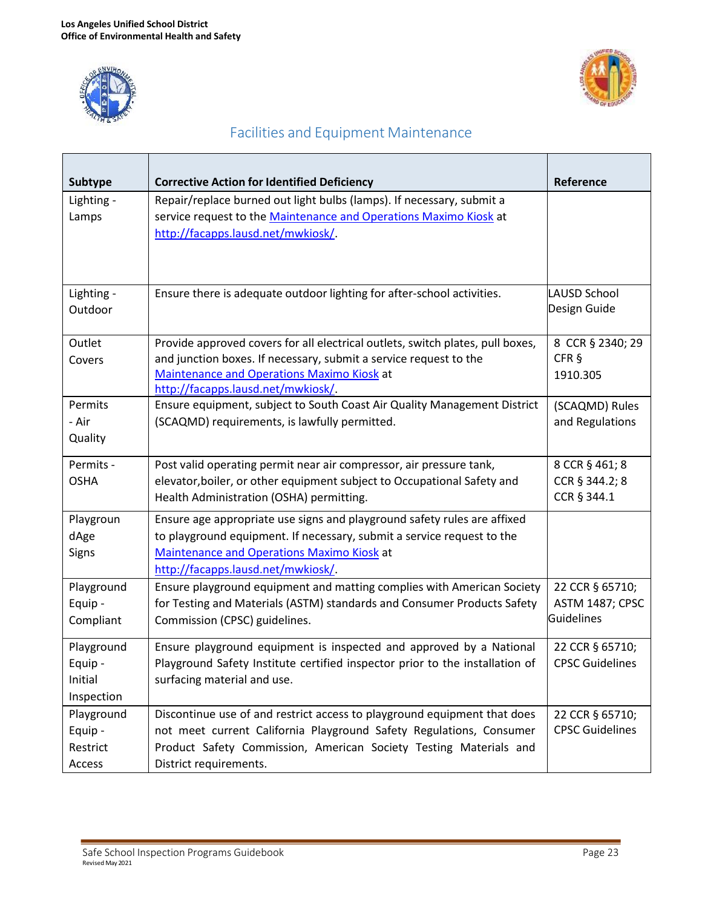## Facilities and Equipment Maintenance

| Subtype | Corrective Action for Identified Deficiency | Reference |
|---|---|---|
| Lighting - Lamps | Repair/replace burned out light bulbs (lamps). If necessary, submit a service request to the [Maintenance and Operations Maximo Kiosk](http://facapps.lausd.net/mwkiosk/) at http://facapps.lausd.net/mwkiosk/. | |
| Lighting - Outdoor | Ensure there is adequate outdoor lighting for after-school activities. | LAUSD School Design Guide |
| Outlet Covers | Provide approved covers for all electrical outlets, switch plates, pull boxes, and junction boxes. If necessary, submit a service request to the [Maintenance and Operations Maximo Kiosk](http://facapps.lausd.net/mwkiosk/) at http://facapps.lausd.net/mwkiosk/. | 8 CCR § 2340; 29 CFR § 1910.305 |
| Permits - Air Quality | Ensure equipment, subject to South Coast Air Quality Management District (SCAQMD) requirements, is lawfully permitted. | (SCAQMD) Rules and Regulations |
| Permits - OSHA | Post valid operating permit near air compressor, air pressure tank, elevator,boiler, or other equipment subject to Occupational Safety and Health Administration (OSHA) permitting. | 8 CCR § 461; 8 CCR § 344.2; 8 CCR § 344.1 |
| Playground Age Signs | Ensure age appropriate use signs and playground safety rules are affixed to playground equipment. If necessary, submit a service request to the [Maintenance and Operations Maximo Kiosk](http://facapps.lausd.net/mwkiosk/) at http://facapps.lausd.net/mwkiosk/. | |
| Playground Equip - Compliant | Ensure playground equipment and matting complies with American Society for Testing and Materials (ASTM) standards and Consumer Products Safety Commission (CPSC) guidelines. | 22 CCR § 65710; ASTM 1487; CPSC Guidelines |
| Playground Equip - Initial Inspection | Ensure playground equipment is inspected and approved by a National Playground Safety Institute certified inspector prior to the installation of surfacing material and use. | 22 CCR § 65710; CPSC Guidelines |
| Playground Equip - Restrict Access | Discontinue use of and restrict access to playground equipment that does not meet current California Playground Safety Regulations, Consumer Product Safety Commission, American Society Testing Materials and District requirements. | 22 CCR § 65710; CPSC Guidelines |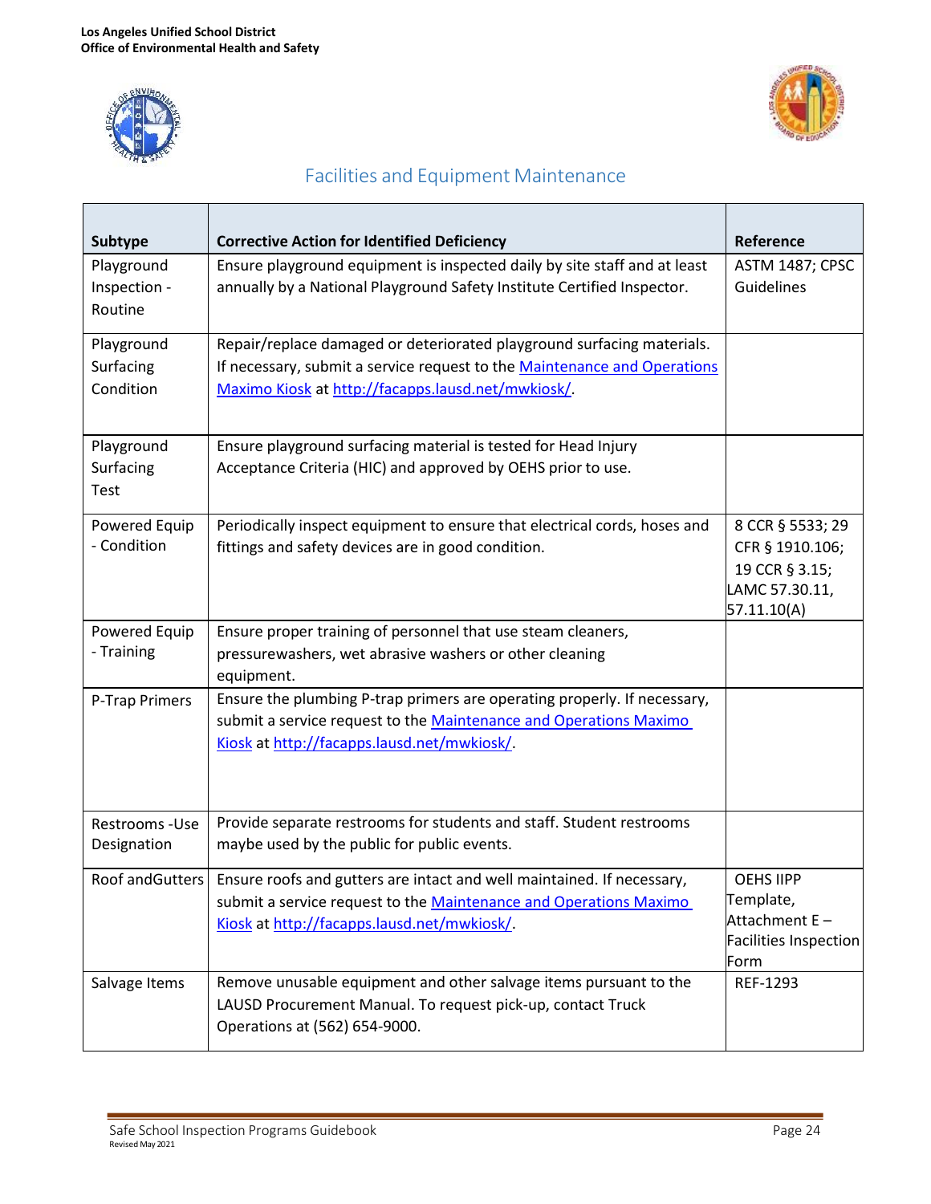## Facilities and Equipment Maintenance

| Subtype | Corrective Action for Identified Deficiency | Reference |
|---|---|---|
| Playground Inspection - Routine | Ensure playground equipment is inspected daily by site staff and at least annually by a National Playground Safety Institute Certified Inspector. | ASTM 1487; CPSC Guidelines |
| Playground Surfacing Condition | Repair/replace damaged or deteriorated playground surfacing materials. If necessary, submit a service request to the Maintenance and Operations Maximo Kiosk at http://facapps.lausd.net/mwkiosk/. | |
| Playground Surfacing Test | Ensure playground surfacing material is tested for Head Injury Acceptance Criteria (HIC) and approved by OEHS prior to use. | |
| Powered Equip - Condition | Periodically inspect equipment to ensure that electrical cords, hoses and fittings and safety devices are in good condition. | 8 CCR § 5533; 29 CFR § 1910.106; 19 CCR § 3.15; LAMC 57.30.11, 57.11.10(A) |
| Powered Equip - Training | Ensure proper training of personnel that use steam cleaners, pressurewashers, wet abrasive washers or other cleaning equipment. | |
| P-Trap Primers | Ensure the plumbing P-trap primers are operating properly. If necessary, submit a service request to the Maintenance and Operations Maximo Kiosk at http://facapps.lausd.net/mwkiosk/. | |
| Restrooms -Use Designation | Provide separate restrooms for students and staff. Student restrooms maybe used by the public for public events. | |
| Roof andGutters | Ensure roofs and gutters are intact and well maintained. If necessary, submit a service request to the Maintenance and Operations Maximo Kiosk at http://facapps.lausd.net/mwkiosk/. | OEHS IIPP Template, Attachment E – Facilities Inspection Form |
| Salvage Items | Remove unusable equipment and other salvage items pursuant to the LAUSD Procurement Manual. To request pick-up, contact Truck Operations at (562) 654-9000. | REF-1293 |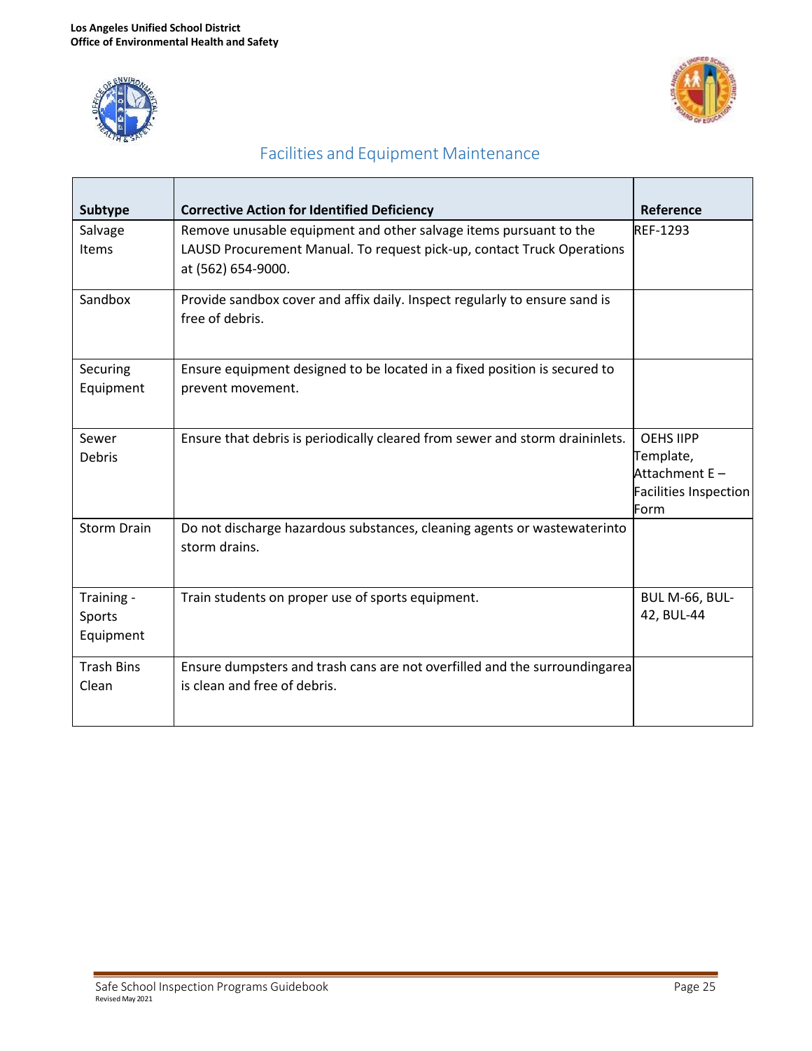## Facilities and Equipment Maintenance

| Subtype | Corrective Action for Identified Deficiency | Reference |
|---|---|---|
| Salvage Items | Remove unusable equipment and other salvage items pursuant to the LAUSD Procurement Manual. To request pick-up, contact Truck Operations at (562) 654-9000. | REF-1293 |
| Sandbox | Provide sandbox cover and affix daily. Inspect regularly to ensure sand is free of debris. | |
| Securing Equipment | Ensure equipment designed to be located in a fixed position is secured to prevent movement. | |
| Sewer Debris | Ensure that debris is periodically cleared from sewer and storm draininlets. | OEHS IIPP Template, Attachment E – Facilities Inspection Form |
| Storm Drain | Do not discharge hazardous substances, cleaning agents or wastewaterinto storm drains. | |
| Training - Sports Equipment | Train students on proper use of sports equipment. | BUL M-66, BUL-42, BUL-44 |
| Trash Bins Clean | Ensure dumpsters and trash cans are not overfilled and the surroundingarea is clean and free of debris. | |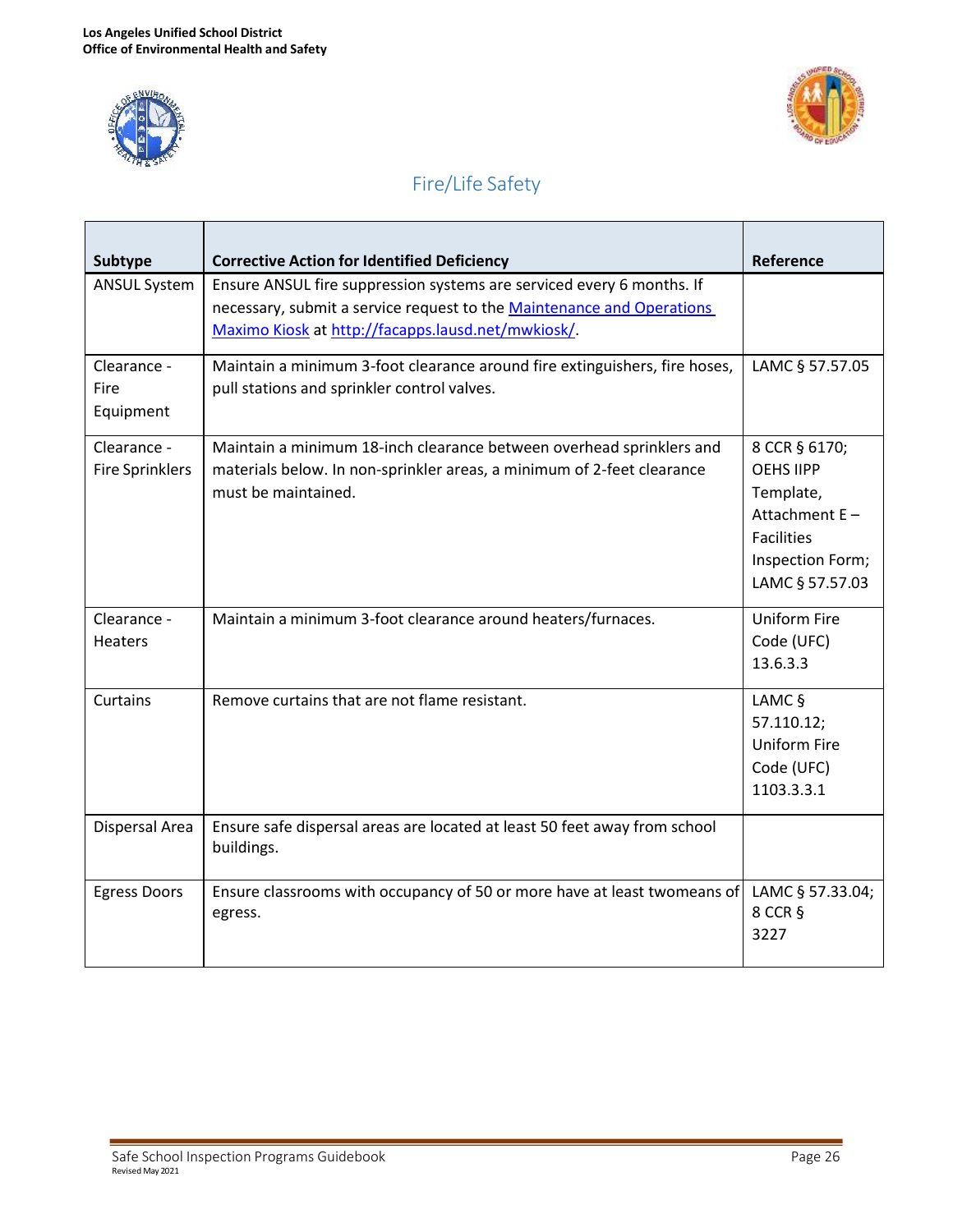## Fire/Life Safety

| Subtype | Corrective Action for Identified Deficiency | Reference |
|---|---|---|
| ANSUL System | Ensure ANSUL fire suppression systems are serviced every 6 months. If necessary, submit a service request to the [Maintenance and Operations Maximo Kiosk](http://facapps.lausd.net/mwkiosk/) at http://facapps.lausd.net/mwkiosk/. | |
| Clearance - Fire Equipment | Maintain a minimum 3-foot clearance around fire extinguishers, fire hoses, pull stations and sprinkler control valves. | LAMC § 57.57.05 |
| Clearance - Fire Sprinklers | Maintain a minimum 18-inch clearance between overhead sprinklers and materials below. In non-sprinkler areas, a minimum of 2-feet clearance must be maintained. | 8 CCR § 6170; OEHS IIPP Template, Attachment E – Facilities Inspection Form; LAMC § 57.57.03 |
| Clearance - Heaters | Maintain a minimum 3-foot clearance around heaters/furnaces. | Uniform Fire Code (UFC) 13.6.3.3 |
| Curtains | Remove curtains that are not flame resistant. | LAMC § 57.110.12; Uniform Fire Code (UFC) 1103.3.3.1 |
| Dispersal Area | Ensure safe dispersal areas are located at least 50 feet away from school buildings. | |
| Egress Doors | Ensure classrooms with occupancy of 50 or more have at least twomeans of egress. | LAMC § 57.33.04; 8 CCR § 3227 |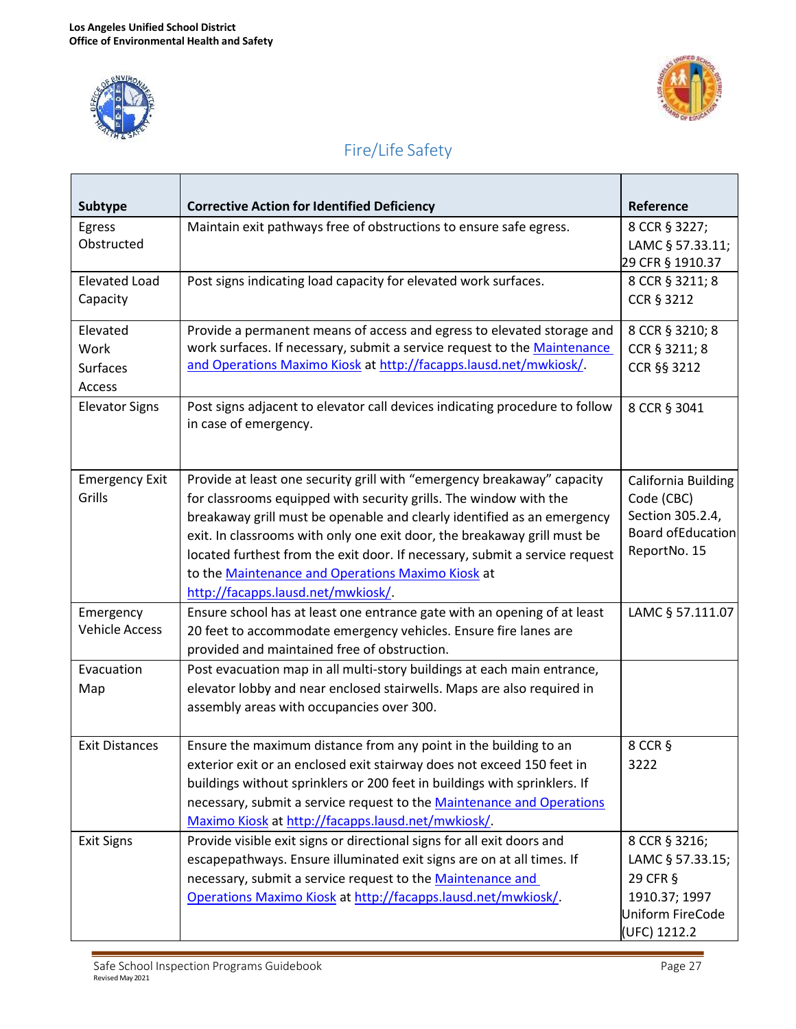## Fire/Life Safety

| Subtype | Corrective Action for Identified Deficiency | Reference |
|---|---|---|
| Egress Obstructed | Maintain exit pathways free of obstructions to ensure safe egress. | 8 CCR § 3227; LAMC § 57.33.11; 29 CFR § 1910.37 |
| Elevated Load Capacity | Post signs indicating load capacity for elevated work surfaces. | 8 CCR § 3211; 8 CCR § 3212 |
| Elevated Work Surfaces Access | Provide a permanent means of access and egress to elevated storage and work surfaces. If necessary, submit a service request to the [Maintenance and Operations Maximo Kiosk](http://facapps.lausd.net/mwkiosk/) at [http://facapps.lausd.net/mwkiosk/](http://facapps.lausd.net/mwkiosk/). | 8 CCR § 3210; 8 CCR § 3211; 8 CCR §§ 3212 |
| Elevator Signs | Post signs adjacent to elevator call devices indicating procedure to follow in case of emergency. | 8 CCR § 3041 |
| Emergency Exit Grills | Provide at least one security grill with "emergency breakaway" capacity for classrooms equipped with security grills. The window with the breakaway grill must be openable and clearly identified as an emergency exit. In classrooms with only one exit door, the breakaway grill must be located furthest from the exit door. If necessary, submit a service request to the [Maintenance and Operations Maximo Kiosk](http://facapps.lausd.net/mwkiosk/) at [http://facapps.lausd.net/mwkiosk/](http://facapps.lausd.net/mwkiosk/). | California Building Code (CBC) Section 305.2.4, Board ofEducation ReportNo. 15 |
| Emergency Vehicle Access | Ensure school has at least one entrance gate with an opening of at least 20 feet to accommodate emergency vehicles. Ensure fire lanes are provided and maintained free of obstruction. | LAMC § 57.111.07 |
| Evacuation Map | Post evacuation map in all multi-story buildings at each main entrance, elevator lobby and near enclosed stairwells. Maps are also required in assembly areas with occupancies over 300. | |
| Exit Distances | Ensure the maximum distance from any point in the building to an exterior exit or an enclosed exit stairway does not exceed 150 feet in buildings without sprinklers or 200 feet in buildings with sprinklers. If necessary, submit a service request to the [Maintenance and Operations Maximo Kiosk](http://facapps.lausd.net/mwkiosk/) at [http://facapps.lausd.net/mwkiosk/](http://facapps.lausd.net/mwkiosk/). | 8 CCR § 3222 |
| Exit Signs | Provide visible exit signs or directional signs for all exit doors and escapepathways. Ensure illuminated exit signs are on at all times. If necessary, submit a service request to the [Maintenance and Operations Maximo Kiosk](http://facapps.lausd.net/mwkiosk/) at [http://facapps.lausd.net/mwkiosk/](http://facapps.lausd.net/mwkiosk/). | 8 CCR § 3216; LAMC § 57.33.15; 29 CFR § 1910.37; 1997 Uniform FireCode (UFC) 1212.2 |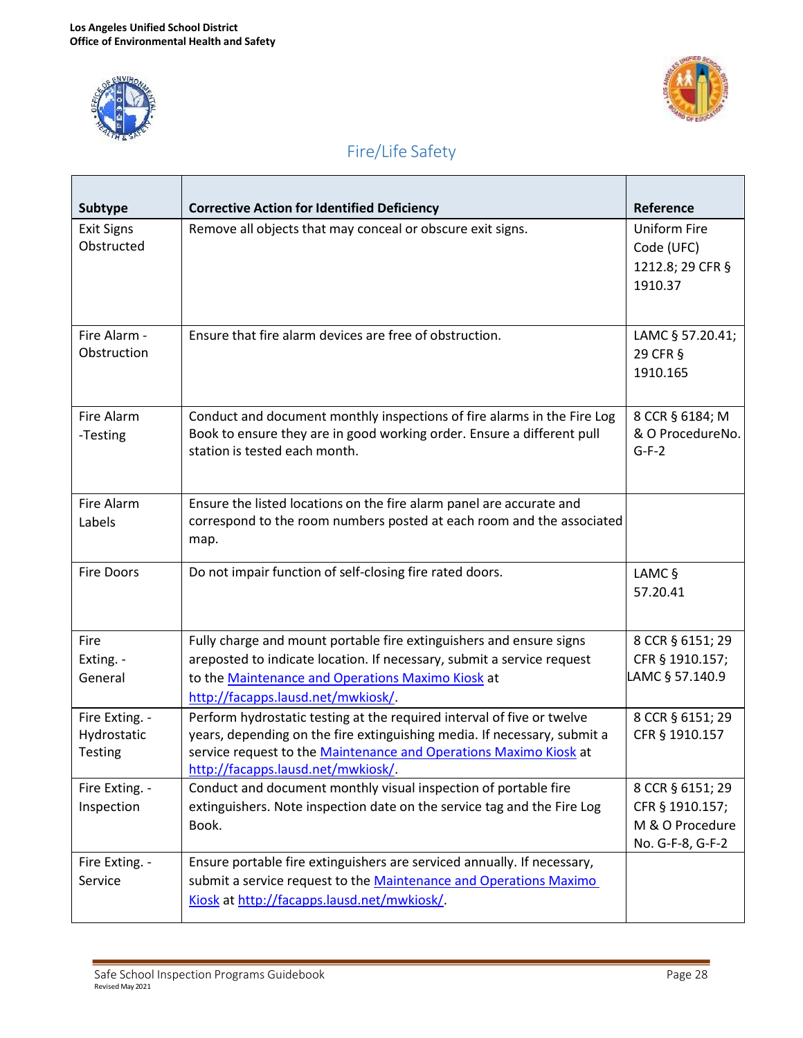## Fire/Life Safety

| Subtype | Corrective Action for Identified Deficiency | Reference |
|---|---|---|
| Exit Signs Obstructed | Remove all objects that may conceal or obscure exit signs. | Uniform Fire Code (UFC) 1212.8; 29 CFR § 1910.37 |
| Fire Alarm - Obstruction | Ensure that fire alarm devices are free of obstruction. | LAMC § 57.20.41; 29 CFR § 1910.165 |
| Fire Alarm -Testing | Conduct and document monthly inspections of fire alarms in the Fire Log Book to ensure they are in good working order. Ensure a different pull station is tested each month. | 8 CCR § 6184; M & O ProcedureNo. G-F-2 |
| Fire Alarm Labels | Ensure the listed locations on the fire alarm panel are accurate and correspond to the room numbers posted at each room and the associated map. | |
| Fire Doors | Do not impair function of self-closing fire rated doors. | LAMC § 57.20.41 |
| Fire Exting. - General | Fully charge and mount portable fire extinguishers and ensure signs areposted to indicate location. If necessary, submit a service request to the [Maintenance and Operations Maximo Kiosk](http://facapps.lausd.net/mwkiosk/) at http://facapps.lausd.net/mwkiosk/. | 8 CCR § 6151; 29 CFR § 1910.157; LAMC § 57.140.9 |
| Fire Exting. - Hydrostatic Testing | Perform hydrostatic testing at the required interval of five or twelve years, depending on the fire extinguishing media. If necessary, submit a service request to the [Maintenance and Operations Maximo Kiosk](http://facapps.lausd.net/mwkiosk/) at http://facapps.lausd.net/mwkiosk/. | 8 CCR § 6151; 29 CFR § 1910.157 |
| Fire Exting. - Inspection | Conduct and document monthly visual inspection of portable fire extinguishers. Note inspection date on the service tag and the Fire Log Book. | 8 CCR § 6151; 29 CFR § 1910.157; M & O Procedure No. G-F-8, G-F-2 |
| Fire Exting. - Service | Ensure portable fire extinguishers are serviced annually. If necessary, submit a service request to the [Maintenance and Operations Maximo Kiosk](http://facapps.lausd.net/mwkiosk/) at http://facapps.lausd.net/mwkiosk/. | |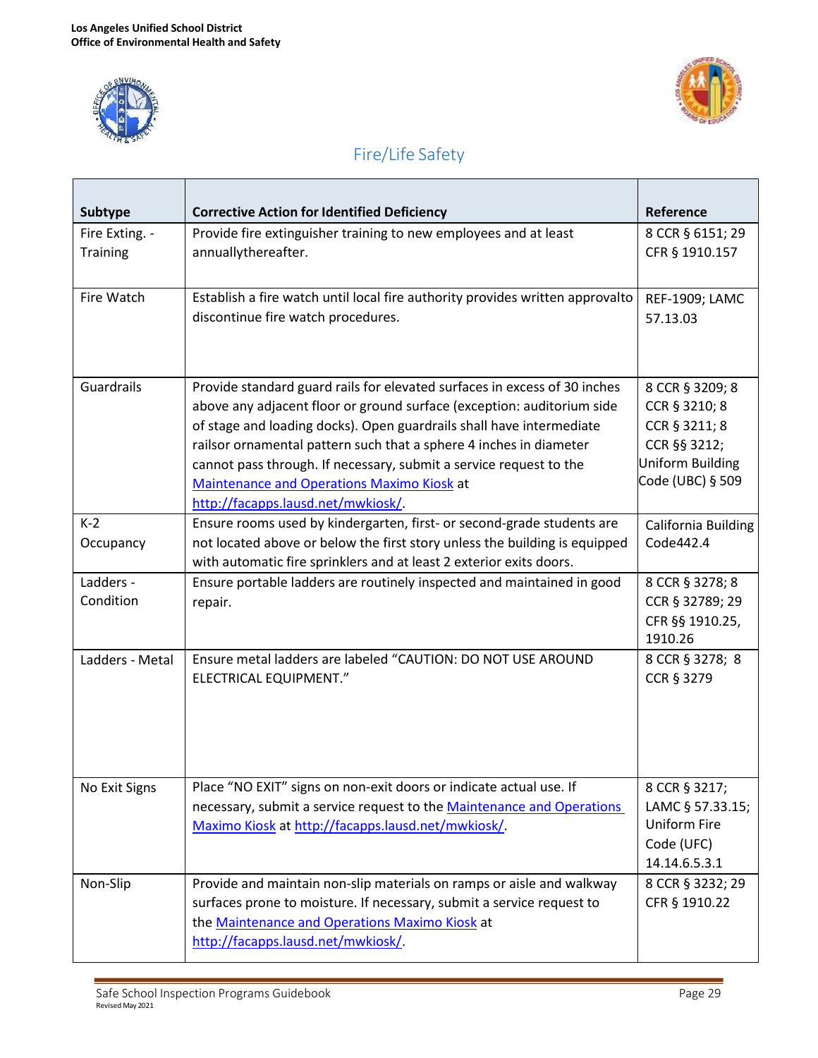## Fire/Life Safety

| Subtype | Corrective Action for Identified Deficiency | Reference |
|---|---|---|
| Fire Exting. - Training | Provide fire extinguisher training to new employees and at least annuallythereafter. | 8 CCR § 6151; 29 CFR § 1910.157 |
| Fire Watch | Establish a fire watch until local fire authority provides written approvalto discontinue fire watch procedures. | REF-1909; LAMC 57.13.03 |
| Guardrails | Provide standard guard rails for elevated surfaces in excess of 30 inches above any adjacent floor or ground surface (exception: auditorium side of stage and loading docks). Open guardrails shall have intermediate railsor ornamental pattern such that a sphere 4 inches in diameter cannot pass through. If necessary, submit a service request to the [Maintenance and Operations Maximo Kiosk](http://facapps.lausd.net/mwkiosk/) at [http://facapps.lausd.net/mwkiosk/](http://facapps.lausd.net/mwkiosk/). | 8 CCR § 3209; 8 CCR § 3210; 8 CCR § 3211; 8 CCR §§ 3212; Uniform Building Code (UBC) § 509 |
| K-2 Occupancy | Ensure rooms used by kindergarten, first- or second-grade students are not located above or below the first story unless the building is equipped with automatic fire sprinklers and at least 2 exterior exits doors. | California Building Code442.4 |
| Ladders - Condition | Ensure portable ladders are routinely inspected and maintained in good repair. | 8 CCR § 3278; 8 CCR § 32789; 29 CFR §§ 1910.25, 1910.26 |
| Ladders - Metal | Ensure metal ladders are labeled "CAUTION: DO NOT USE AROUND ELECTRICAL EQUIPMENT." | 8 CCR § 3278; 8 CCR § 3279 |
| No Exit Signs | Place "NO EXIT" signs on non-exit doors or indicate actual use. If necessary, submit a service request to the [Maintenance and Operations Maximo Kiosk](http://facapps.lausd.net/mwkiosk/) at [http://facapps.lausd.net/mwkiosk/](http://facapps.lausd.net/mwkiosk/). | 8 CCR § 3217; LAMC § 57.33.15; Uniform Fire Code (UFC) 14.14.6.5.3.1 |
| Non-Slip | Provide and maintain non-slip materials on ramps or aisle and walkway surfaces prone to moisture. If necessary, submit a service request to the [Maintenance and Operations Maximo Kiosk](http://facapps.lausd.net/mwkiosk/) at [http://facapps.lausd.net/mwkiosk/](http://facapps.lausd.net/mwkiosk/). | 8 CCR § 3232; 29 CFR § 1910.22 |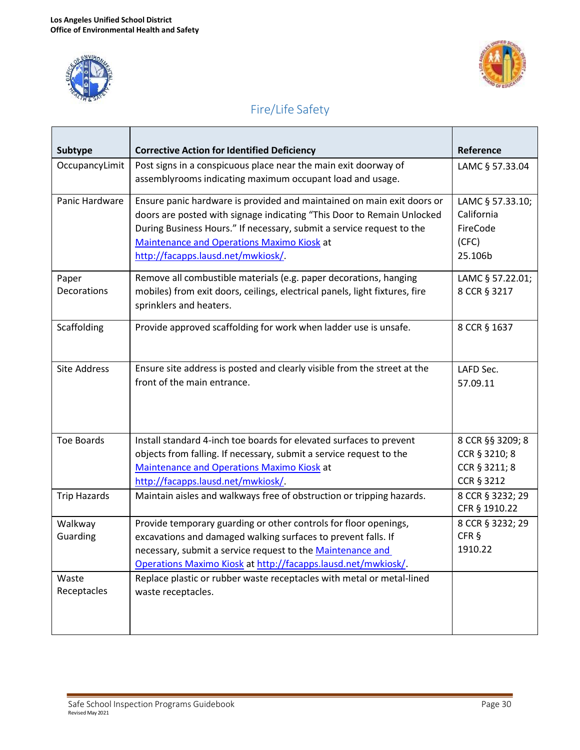Los Angeles Unified School District
Office of Environmental Health and Safety

## Fire/Life Safety

| Subtype | Corrective Action for Identified Deficiency | Reference |
|---|---|---|
| OccupancyLimit | Post signs in a conspicuous place near the main exit doorway of assemblyrooms indicating maximum occupant load and usage. | LAMC § 57.33.04 |
| Panic Hardware | Ensure panic hardware is provided and maintained on main exit doors or doors are posted with signage indicating "This Door to Remain Unlocked During Business Hours." If necessary, submit a service request to the [Maintenance and Operations Maximo Kiosk](http://facapps.lausd.net/mwkiosk/) at http://facapps.lausd.net/mwkiosk/. | LAMC § 57.33.10; California FireCode (CFC) 25.106b |
| Paper Decorations | Remove all combustible materials (e.g. paper decorations, hanging mobiles) from exit doors, ceilings, electrical panels, light fixtures, fire sprinklers and heaters. | LAMC § 57.22.01; 8 CCR § 3217 |
| Scaffolding | Provide approved scaffolding for work when ladder use is unsafe. | 8 CCR § 1637 |
| Site Address | Ensure site address is posted and clearly visible from the street at the front of the main entrance. | LAFD Sec. 57.09.11 |
| Toe Boards | Install standard 4-inch toe boards for elevated surfaces to prevent objects from falling. If necessary, submit a service request to the [Maintenance and Operations Maximo Kiosk](http://facapps.lausd.net/mwkiosk/) at http://facapps.lausd.net/mwkiosk/. | 8 CCR §§ 3209; 8 CCR § 3210; 8 CCR § 3211; 8 CCR § 3212 |
| Trip Hazards | Maintain aisles and walkways free of obstruction or tripping hazards. | 8 CCR § 3232; 29 CFR § 1910.22 |
| Walkway Guarding | Provide temporary guarding or other controls for floor openings, excavations and damaged walking surfaces to prevent falls. If necessary, submit a service request to the [Maintenance and Operations Maximo Kiosk](http://facapps.lausd.net/mwkiosk/) at http://facapps.lausd.net/mwkiosk/. | 8 CCR § 3232; 29 CFR § 1910.22 |
| Waste Receptacles | Replace plastic or rubber waste receptacles with metal or metal-lined waste receptacles. | |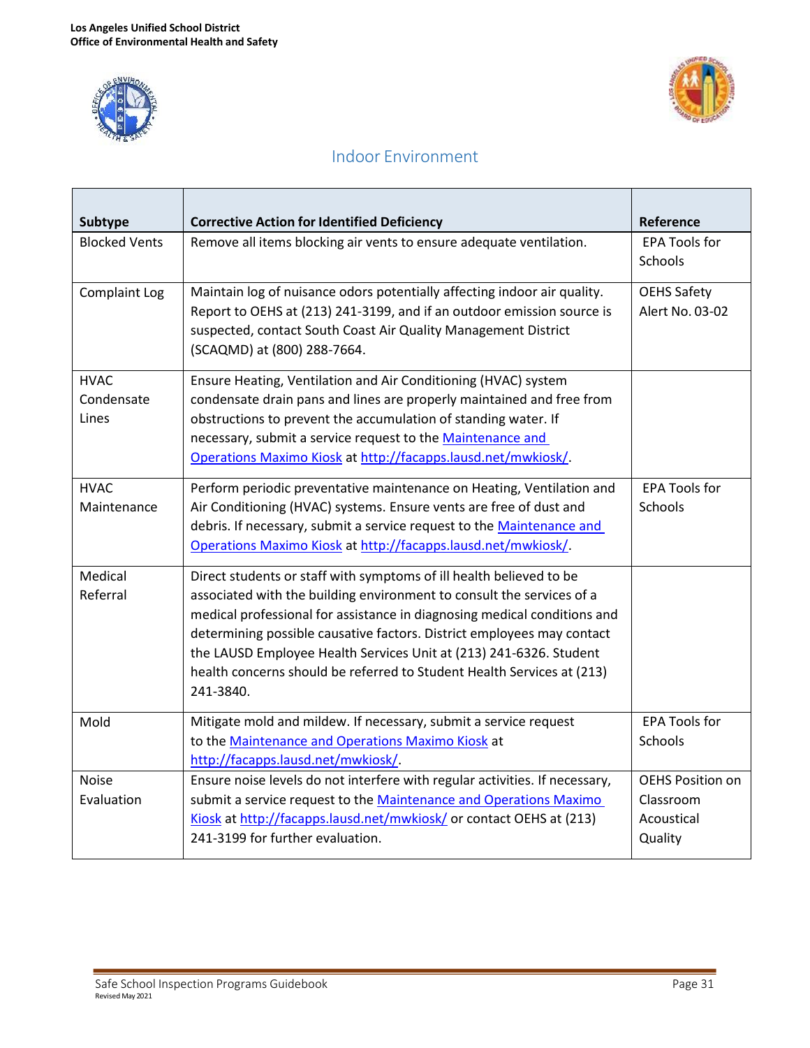## Indoor Environment

| Subtype | Corrective Action for Identified Deficiency | Reference |
|---|---|---|
| Blocked Vents | Remove all items blocking air vents to ensure adequate ventilation. | EPA Tools for Schools |
| Complaint Log | Maintain log of nuisance odors potentially affecting indoor air quality. Report to OEHS at (213) 241-3199, and if an outdoor emission source is suspected, contact South Coast Air Quality Management District (SCAQMD) at (800) 288-7664. | OEHS Safety Alert No. 03-02 |
| HVAC Condensate Lines | Ensure Heating, Ventilation and Air Conditioning (HVAC) system condensate drain pans and lines are properly maintained and free from obstructions to prevent the accumulation of standing water. If necessary, submit a service request to the Maintenance and Operations Maximo Kiosk at http://facapps.lausd.net/mwkiosk/. | |
| HVAC Maintenance | Perform periodic preventative maintenance on Heating, Ventilation and Air Conditioning (HVAC) systems. Ensure vents are free of dust and debris. If necessary, submit a service request to the Maintenance and Operations Maximo Kiosk at http://facapps.lausd.net/mwkiosk/. | EPA Tools for Schools |
| Medical Referral | Direct students or staff with symptoms of ill health believed to be associated with the building environment to consult the services of a medical professional for assistance in diagnosing medical conditions and determining possible causative factors. District employees may contact the LAUSD Employee Health Services Unit at (213) 241-6326. Student health concerns should be referred to Student Health Services at (213) 241-3840. | |
| Mold | Mitigate mold and mildew. If necessary, submit a service request to the Maintenance and Operations Maximo Kiosk at http://facapps.lausd.net/mwkiosk/. | EPA Tools for Schools |
| Noise Evaluation | Ensure noise levels do not interfere with regular activities. If necessary, submit a service request to the Maintenance and Operations Maximo Kiosk at http://facapps.lausd.net/mwkiosk/ or contact OEHS at (213) 241-3199 for further evaluation. | OEHS Position on Classroom Acoustical Quality |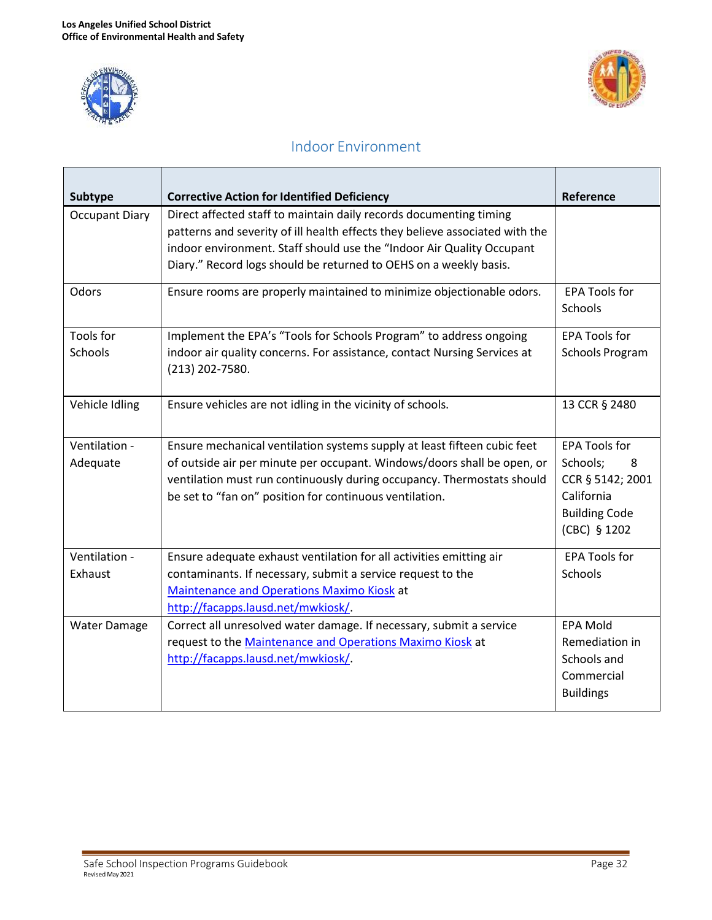# Indoor Environment

| Subtype | Corrective Action for Identified Deficiency | Reference |
|---|---|---|
| Occupant Diary | Direct affected staff to maintain daily records documenting timing patterns and severity of ill health effects they believe associated with the indoor environment. Staff should use the "Indoor Air Quality Occupant Diary." Record logs should be returned to OEHS on a weekly basis. | |
| Odors | Ensure rooms are properly maintained to minimize objectionable odors. | EPA Tools for Schools |
| Tools for Schools | Implement the EPA's "Tools for Schools Program" to address ongoing indoor air quality concerns. For assistance, contact Nursing Services at (213) 202-7580. | EPA Tools for Schools Program |
| Vehicle Idling | Ensure vehicles are not idling in the vicinity of schools. | 13 CCR § 2480 |
| Ventilation - Adequate | Ensure mechanical ventilation systems supply at least fifteen cubic feet of outside air per minute per occupant. Windows/doors shall be open, or ventilation must run continuously during occupancy. Thermostats should be set to "fan on" position for continuous ventilation. | EPA Tools for Schools; 8 CCR § 5142; 2001 California Building Code (CBC) § 1202 |
| Ventilation - Exhaust | Ensure adequate exhaust ventilation for all activities emitting air contaminants. If necessary, submit a service request to the [Maintenance and Operations Maximo Kiosk](http://facapps.lausd.net/mwkiosk/) at [http://facapps.lausd.net/mwkiosk/](http://facapps.lausd.net/mwkiosk/). | EPA Tools for Schools |
| Water Damage | Correct all unresolved water damage. If necessary, submit a service request to the [Maintenance and Operations Maximo Kiosk](http://facapps.lausd.net/mwkiosk/) at [http://facapps.lausd.net/mwkiosk/](http://facapps.lausd.net/mwkiosk/). | EPA Mold Remediation in Schools and Commercial Buildings |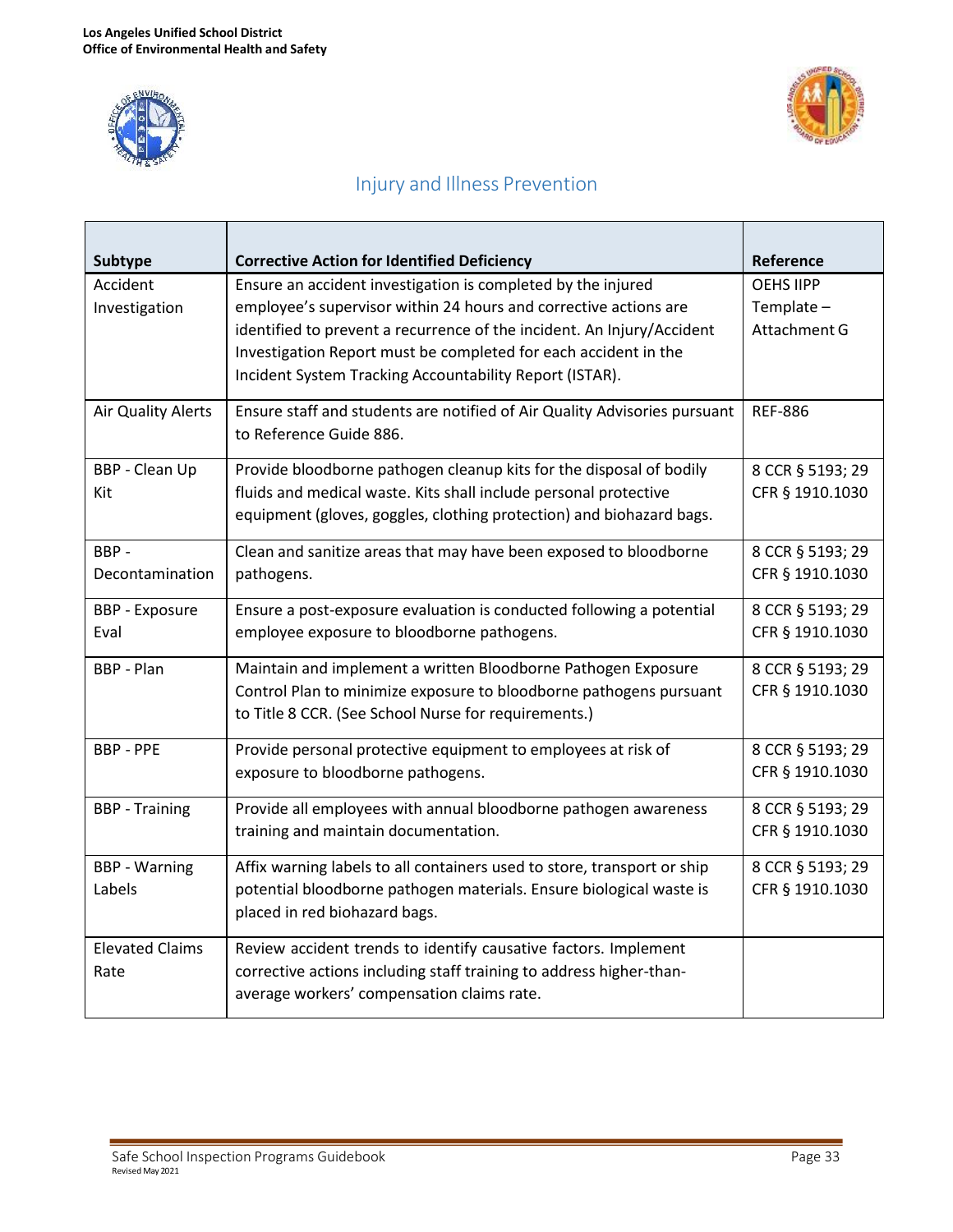## Injury and Illness Prevention

| Subtype | Corrective Action for Identified Deficiency | Reference |
|---|---|---|
| Accident Investigation | Ensure an accident investigation is completed by the injured employee's supervisor within 24 hours and corrective actions are identified to prevent a recurrence of the incident. An Injury/Accident Investigation Report must be completed for each accident in the Incident System Tracking Accountability Report (ISTAR). | OEHS IIPP Template – Attachment G |
| Air Quality Alerts | Ensure staff and students are notified of Air Quality Advisories pursuant to Reference Guide 886. | REF-886 |
| BBP - Clean Up Kit | Provide bloodborne pathogen cleanup kits for the disposal of bodily fluids and medical waste. Kits shall include personal protective equipment (gloves, goggles, clothing protection) and biohazard bags. | 8 CCR § 5193; 29 CFR § 1910.1030 |
| BBP - Decontamination | Clean and sanitize areas that may have been exposed to bloodborne pathogens. | 8 CCR § 5193; 29 CFR § 1910.1030 |
| BBP - Exposure Eval | Ensure a post-exposure evaluation is conducted following a potential employee exposure to bloodborne pathogens. | 8 CCR § 5193; 29 CFR § 1910.1030 |
| BBP - Plan | Maintain and implement a written Bloodborne Pathogen Exposure Control Plan to minimize exposure to bloodborne pathogens pursuant to Title 8 CCR. (See School Nurse for requirements.) | 8 CCR § 5193; 29 CFR § 1910.1030 |
| BBP - PPE | Provide personal protective equipment to employees at risk of exposure to bloodborne pathogens. | 8 CCR § 5193; 29 CFR § 1910.1030 |
| BBP - Training | Provide all employees with annual bloodborne pathogen awareness training and maintain documentation. | 8 CCR § 5193; 29 CFR § 1910.1030 |
| BBP - Warning Labels | Affix warning labels to all containers used to store, transport or ship potential bloodborne pathogen materials. Ensure biological waste is placed in red biohazard bags. | 8 CCR § 5193; 29 CFR § 1910.1030 |
| Elevated Claims Rate | Review accident trends to identify causative factors. Implement corrective actions including staff training to address higher-than-average workers' compensation claims rate. | |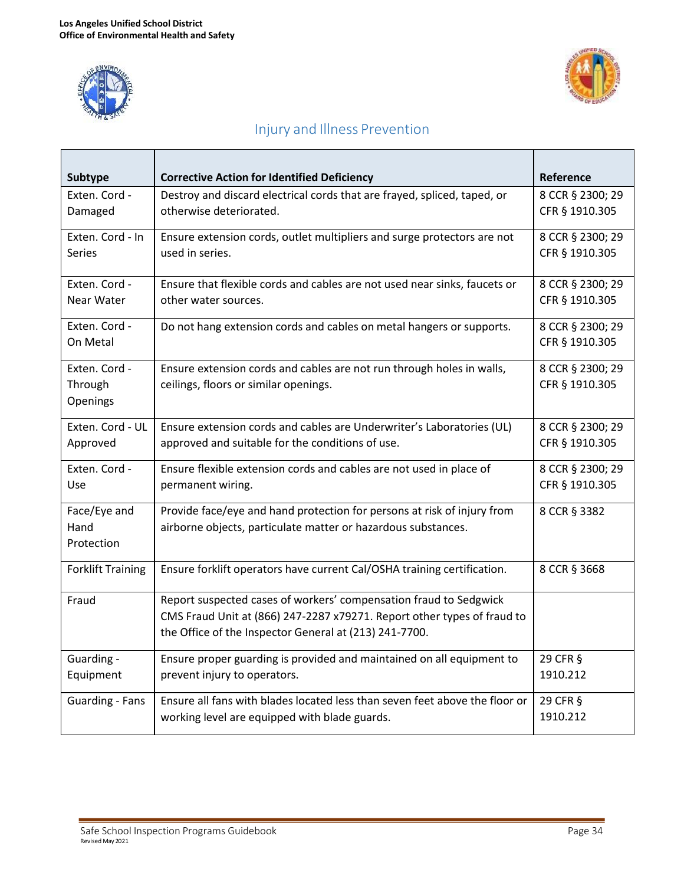## Injury and Illness Prevention

| Subtype | Corrective Action for Identified Deficiency | Reference |
|---|---|---|
| Exten. Cord - Damaged | Destroy and discard electrical cords that are frayed, spliced, taped, or otherwise deteriorated. | 8 CCR § 2300; 29 CFR § 1910.305 |
| Exten. Cord - In Series | Ensure extension cords, outlet multipliers and surge protectors are not used in series. | 8 CCR § 2300; 29 CFR § 1910.305 |
| Exten. Cord - Near Water | Ensure that flexible cords and cables are not used near sinks, faucets or other water sources. | 8 CCR § 2300; 29 CFR § 1910.305 |
| Exten. Cord - On Metal | Do not hang extension cords and cables on metal hangers or supports. | 8 CCR § 2300; 29 CFR § 1910.305 |
| Exten. Cord - Through Openings | Ensure extension cords and cables are not run through holes in walls, ceilings, floors or similar openings. | 8 CCR § 2300; 29 CFR § 1910.305 |
| Exten. Cord - UL Approved | Ensure extension cords and cables are Underwriter's Laboratories (UL) approved and suitable for the conditions of use. | 8 CCR § 2300; 29 CFR § 1910.305 |
| Exten. Cord - Use | Ensure flexible extension cords and cables are not used in place of permanent wiring. | 8 CCR § 2300; 29 CFR § 1910.305 |
| Face/Eye and Hand Protection | Provide face/eye and hand protection for persons at risk of injury from airborne objects, particulate matter or hazardous substances. | 8 CCR § 3382 |
| Forklift Training | Ensure forklift operators have current Cal/OSHA training certification. | 8 CCR § 3668 |
| Fraud | Report suspected cases of workers' compensation fraud to Sedgwick CMS Fraud Unit at (866) 247-2287 x79271. Report other types of fraud to the Office of the Inspector General at (213) 241-7700. | |
| Guarding - Equipment | Ensure proper guarding is provided and maintained on all equipment to prevent injury to operators. | 29 CFR § 1910.212 |
| Guarding - Fans | Ensure all fans with blades located less than seven feet above the floor or working level are equipped with blade guards. | 29 CFR § 1910.212 |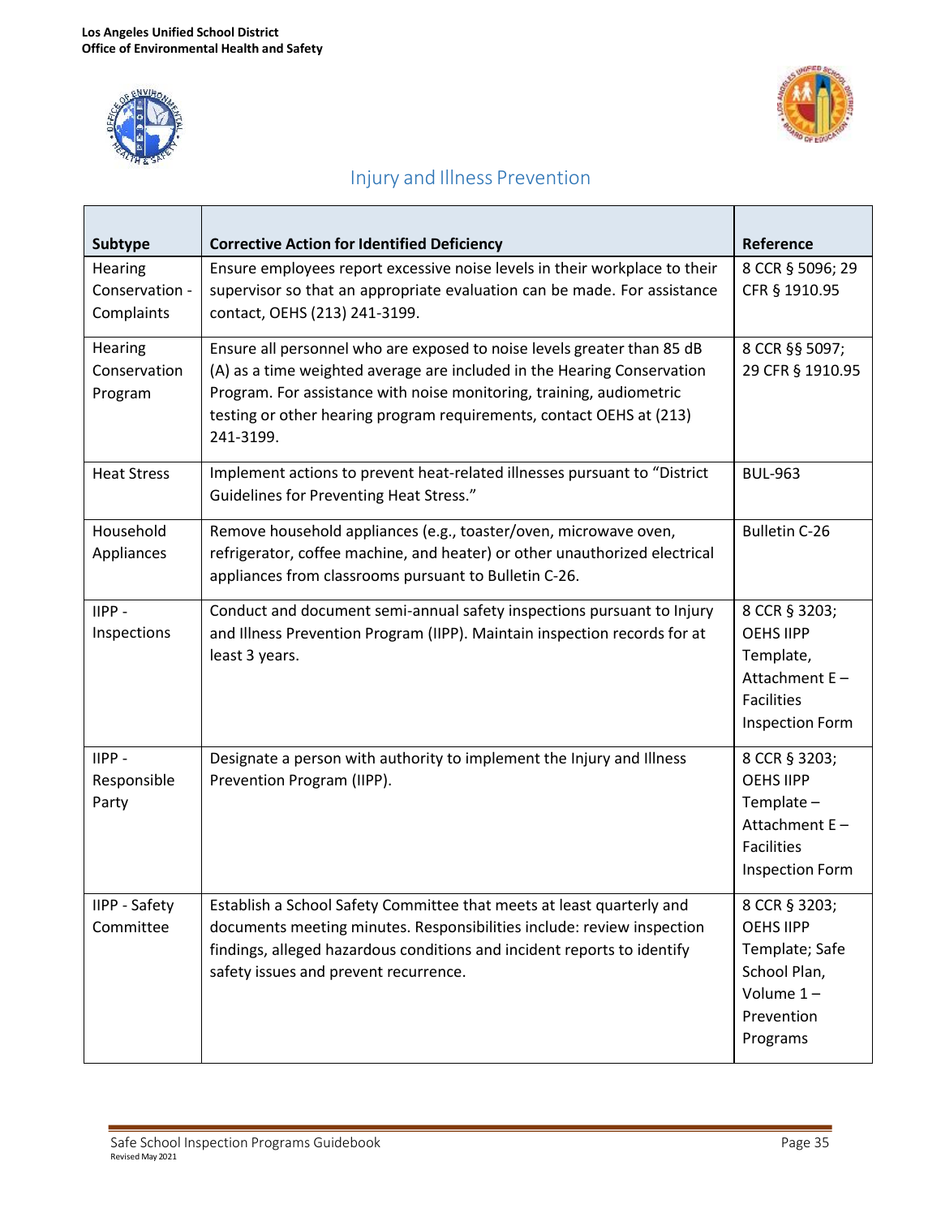## Injury and Illness Prevention

| Subtype | Corrective Action for Identified Deficiency | Reference |
|---|---|---|
| Hearing Conservation - Complaints | Ensure employees report excessive noise levels in their workplace to their supervisor so that an appropriate evaluation can be made. For assistance contact, OEHS (213) 241-3199. | 8 CCR § 5096; 29 CFR § 1910.95 |
| Hearing Conservation Program | Ensure all personnel who are exposed to noise levels greater than 85 dB (A) as a time weighted average are included in the Hearing Conservation Program. For assistance with noise monitoring, training, audiometric testing or other hearing program requirements, contact OEHS at (213) 241-3199. | 8 CCR §§ 5097; 29 CFR § 1910.95 |
| Heat Stress | Implement actions to prevent heat-related illnesses pursuant to "District Guidelines for Preventing Heat Stress." | BUL-963 |
| Household Appliances | Remove household appliances (e.g., toaster/oven, microwave oven, refrigerator, coffee machine, and heater) or other unauthorized electrical appliances from classrooms pursuant to Bulletin C-26. | Bulletin C-26 |
| IIPP - Inspections | Conduct and document semi-annual safety inspections pursuant to Injury and Illness Prevention Program (IIPP). Maintain inspection records for at least 3 years. | 8 CCR § 3203; OEHS IIPP Template, Attachment E – Facilities Inspection Form |
| IIPP - Responsible Party | Designate a person with authority to implement the Injury and Illness Prevention Program (IIPP). | 8 CCR § 3203; OEHS IIPP Template – Attachment E – Facilities Inspection Form |
| IIPP - Safety Committee | Establish a School Safety Committee that meets at least quarterly and documents meeting minutes. Responsibilities include: review inspection findings, alleged hazardous conditions and incident reports to identify safety issues and prevent recurrence. | 8 CCR § 3203; OEHS IIPP Template; Safe School Plan, Volume 1 – Prevention Programs |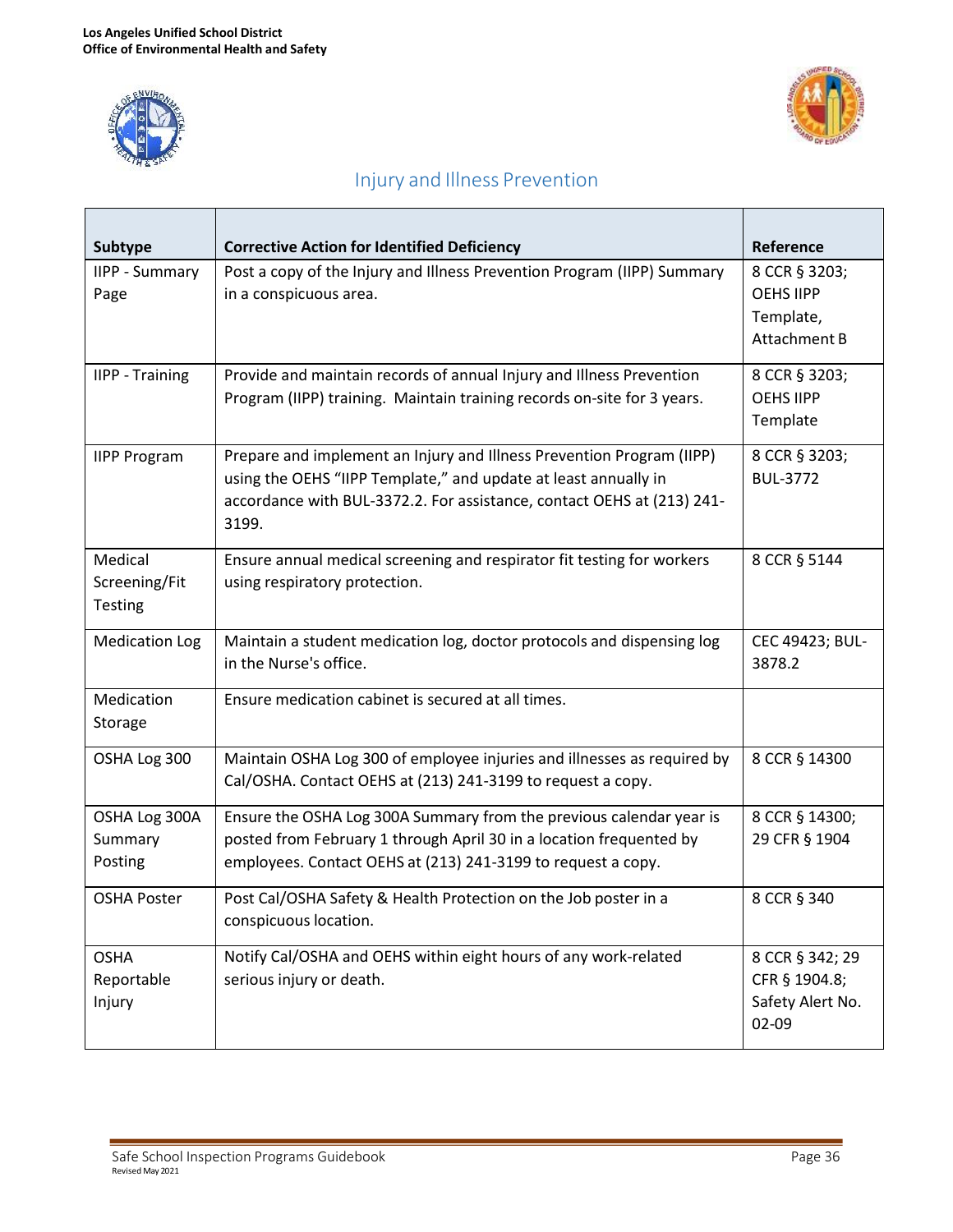## Injury and Illness Prevention

| Subtype | Corrective Action for Identified Deficiency | Reference |
|---|---|---|
| IIPP - Summary Page | Post a copy of the Injury and Illness Prevention Program (IIPP) Summary in a conspicuous area. | 8 CCR § 3203; OEHS IIPP Template, Attachment B |
| IIPP - Training | Provide and maintain records of annual Injury and Illness Prevention Program (IIPP) training. Maintain training records on-site for 3 years. | 8 CCR § 3203; OEHS IIPP Template |
| IIPP Program | Prepare and implement an Injury and Illness Prevention Program (IIPP) using the OEHS "IIPP Template," and update at least annually in accordance with BUL-3372.2. For assistance, contact OEHS at (213) 241-3199. | 8 CCR § 3203; BUL-3772 |
| Medical Screening/Fit Testing | Ensure annual medical screening and respirator fit testing for workers using respiratory protection. | 8 CCR § 5144 |
| Medication Log | Maintain a student medication log, doctor protocols and dispensing log in the Nurse's office. | CEC 49423; BUL-3878.2 |
| Medication Storage | Ensure medication cabinet is secured at all times. | |
| OSHA Log 300 | Maintain OSHA Log 300 of employee injuries and illnesses as required by Cal/OSHA. Contact OEHS at (213) 241-3199 to request a copy. | 8 CCR § 14300 |
| OSHA Log 300A Summary Posting | Ensure the OSHA Log 300A Summary from the previous calendar year is posted from February 1 through April 30 in a location frequented by employees. Contact OEHS at (213) 241-3199 to request a copy. | 8 CCR § 14300; 29 CFR § 1904 |
| OSHA Poster | Post Cal/OSHA Safety & Health Protection on the Job poster in a conspicuous location. | 8 CCR § 340 |
| OSHA Reportable Injury | Notify Cal/OSHA and OEHS within eight hours of any work-related serious injury or death. | 8 CCR § 342; 29 CFR § 1904.8; Safety Alert No. 02-09 |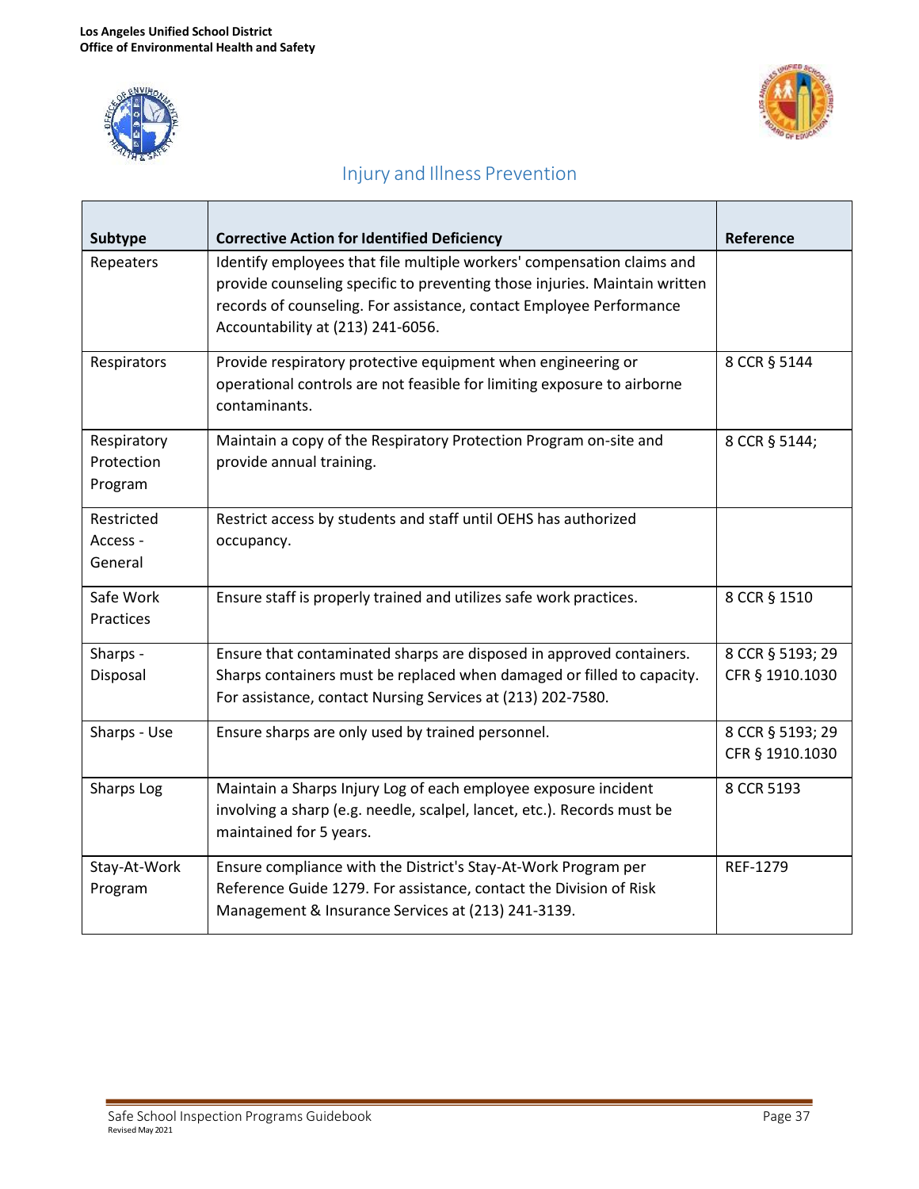## Injury and Illness Prevention

| Subtype | Corrective Action for Identified Deficiency | Reference |
|---|---|---|
| Repeaters | Identify employees that file multiple workers' compensation claims and provide counseling specific to preventing those injuries. Maintain written records of counseling. For assistance, contact Employee Performance Accountability at (213) 241-6056. | |
| Respirators | Provide respiratory protective equipment when engineering or operational controls are not feasible for limiting exposure to airborne contaminants. | 8 CCR § 5144 |
| Respiratory Protection Program | Maintain a copy of the Respiratory Protection Program on-site and provide annual training. | 8 CCR § 5144; |
| Restricted Access - General | Restrict access by students and staff until OEHS has authorized occupancy. | |
| Safe Work Practices | Ensure staff is properly trained and utilizes safe work practices. | 8 CCR § 1510 |
| Sharps - Disposal | Ensure that contaminated sharps are disposed in approved containers. Sharps containers must be replaced when damaged or filled to capacity. For assistance, contact Nursing Services at (213) 202-7580. | 8 CCR § 5193; 29 CFR § 1910.1030 |
| Sharps - Use | Ensure sharps are only used by trained personnel. | 8 CCR § 5193; 29 CFR § 1910.1030 |
| Sharps Log | Maintain a Sharps Injury Log of each employee exposure incident involving a sharp (e.g. needle, scalpel, lancet, etc.). Records must be maintained for 5 years. | 8 CCR 5193 |
| Stay-At-Work Program | Ensure compliance with the District's Stay-At-Work Program per Reference Guide 1279. For assistance, contact the Division of Risk Management & Insurance Services at (213) 241-3139. | REF-1279 |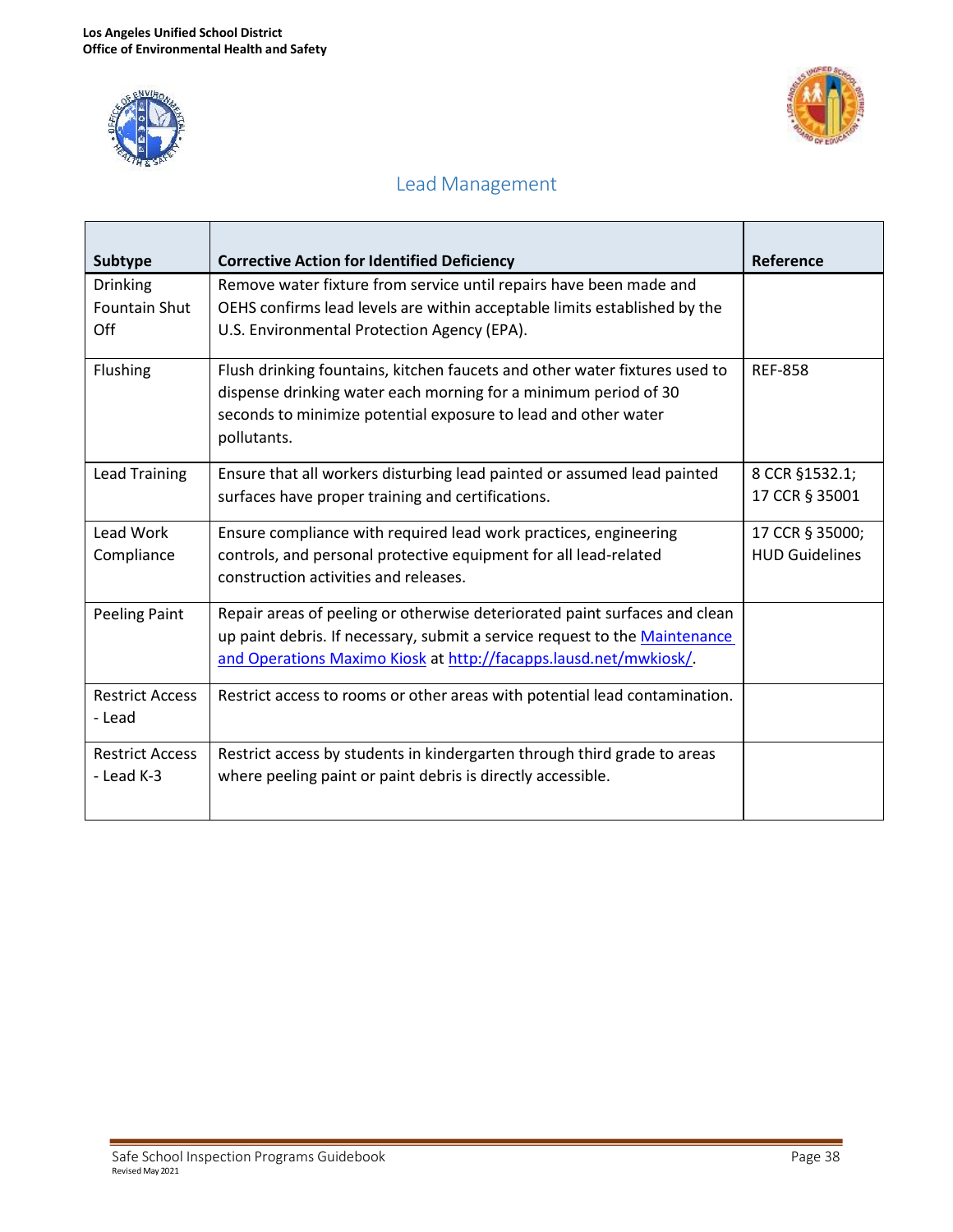## Lead Management

| Subtype | Corrective Action for Identified Deficiency | Reference |
|---|---|---|
| Drinking Fountain Shut Off | Remove water fixture from service until repairs have been made and OEHS confirms lead levels are within acceptable limits established by the U.S. Environmental Protection Agency (EPA). | |
| Flushing | Flush drinking fountains, kitchen faucets and other water fixtures used to dispense drinking water each morning for a minimum period of 30 seconds to minimize potential exposure to lead and other water pollutants. | REF-858 |
| Lead Training | Ensure that all workers disturbing lead painted or assumed lead painted surfaces have proper training and certifications. | 8 CCR §1532.1; 17 CCR § 35001 |
| Lead Work Compliance | Ensure compliance with required lead work practices, engineering controls, and personal protective equipment for all lead-related construction activities and releases. | 17 CCR § 35000; HUD Guidelines |
| Peeling Paint | Repair areas of peeling or otherwise deteriorated paint surfaces and clean up paint debris. If necessary, submit a service request to the Maintenance and Operations Maximo Kiosk at http://facapps.lausd.net/mwkiosk/. | |
| Restrict Access - Lead | Restrict access to rooms or other areas with potential lead contamination. | |
| Restrict Access - Lead K-3 | Restrict access by students in kindergarten through third grade to areas where peeling paint or paint debris is directly accessible. | |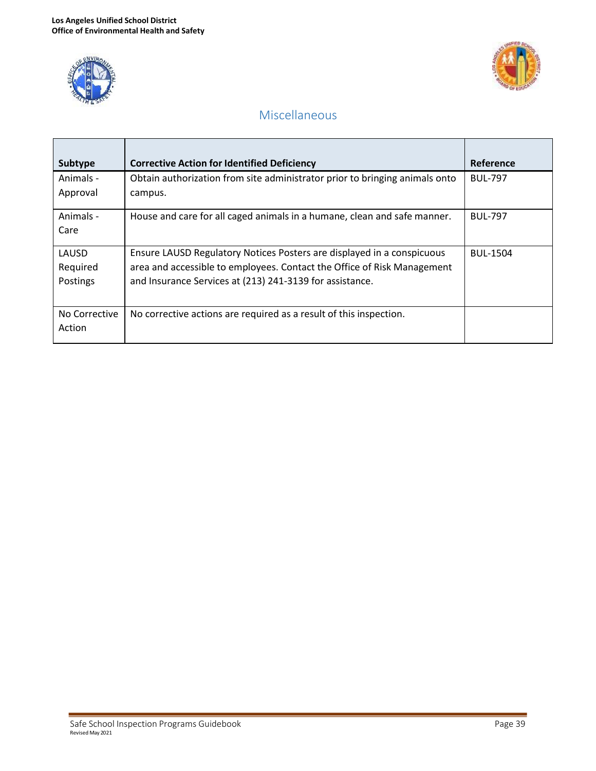## Miscellaneous

| Subtype | Corrective Action for Identified Deficiency | Reference |
|---|---|---|
| Animals - Approval | Obtain authorization from site administrator prior to bringing animals onto campus. | BUL-797 |
| Animals - Care | House and care for all caged animals in a humane, clean and safe manner. | BUL-797 |
| LAUSD Required Postings | Ensure LAUSD Regulatory Notices Posters are displayed in a conspicuous area and accessible to employees. Contact the Office of Risk Management and Insurance Services at (213) 241-3139 for assistance. | BUL-1504 |
| No Corrective Action | No corrective actions are required as a result of this inspection. | |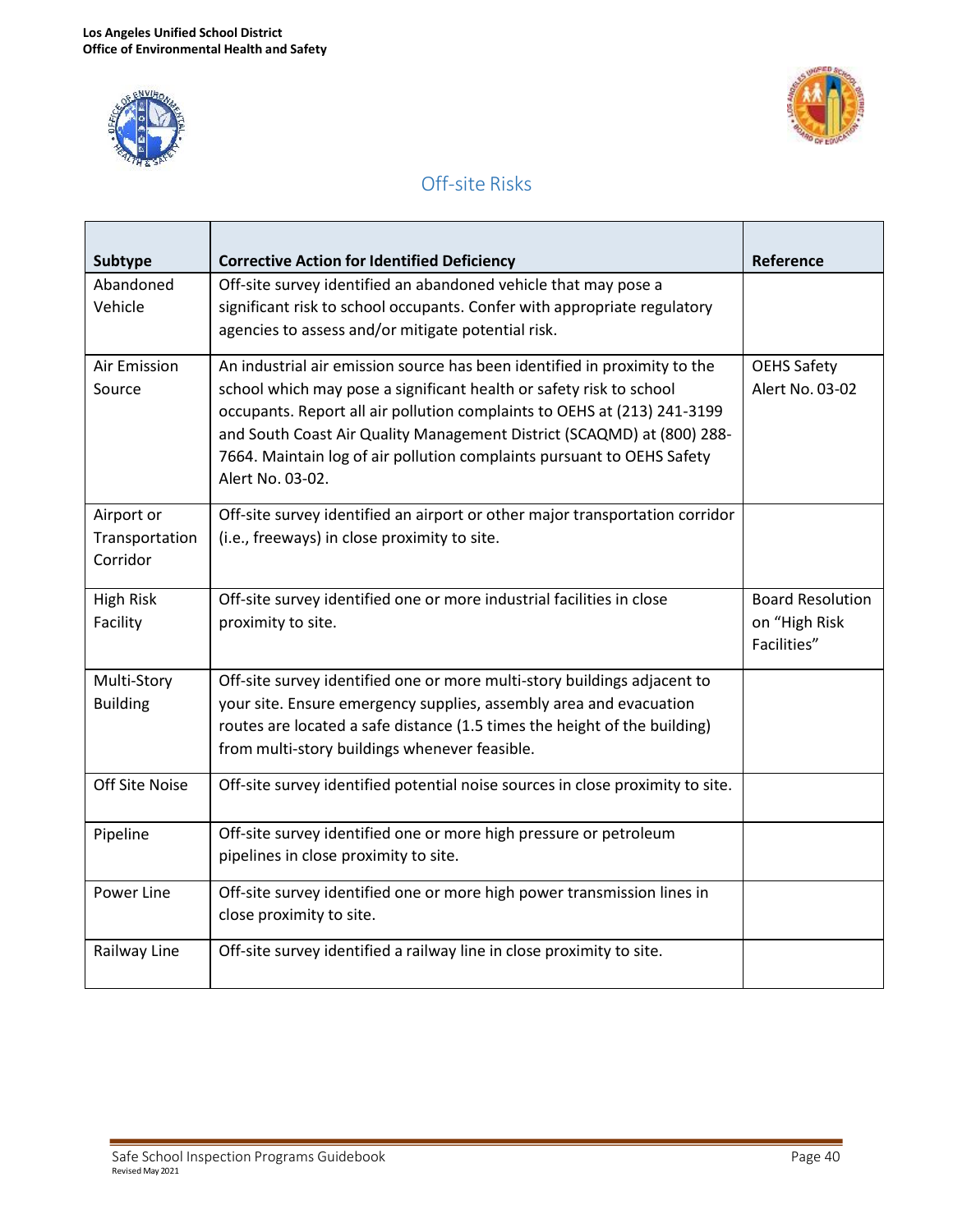## Off-site Risks

| Subtype | Corrective Action for Identified Deficiency | Reference |
|---|---|---|
| Abandoned Vehicle | Off-site survey identified an abandoned vehicle that may pose a significant risk to school occupants. Confer with appropriate regulatory agencies to assess and/or mitigate potential risk. | |
| Air Emission Source | An industrial air emission source has been identified in proximity to the school which may pose a significant health or safety risk to school occupants. Report all air pollution complaints to OEHS at (213) 241-3199 and South Coast Air Quality Management District (SCAQMD) at (800) 288-7664. Maintain log of air pollution complaints pursuant to OEHS Safety Alert No. 03-02. | OEHS Safety Alert No. 03-02 |
| Airport or Transportation Corridor | Off-site survey identified an airport or other major transportation corridor (i.e., freeways) in close proximity to site. | |
| High Risk Facility | Off-site survey identified one or more industrial facilities in close proximity to site. | Board Resolution on "High Risk Facilities" |
| Multi-Story Building | Off-site survey identified one or more multi-story buildings adjacent to your site. Ensure emergency supplies, assembly area and evacuation routes are located a safe distance (1.5 times the height of the building) from multi-story buildings whenever feasible. | |
| Off Site Noise | Off-site survey identified potential noise sources in close proximity to site. | |
| Pipeline | Off-site survey identified one or more high pressure or petroleum pipelines in close proximity to site. | |
| Power Line | Off-site survey identified one or more high power transmission lines in close proximity to site. | |
| Railway Line | Off-site survey identified a railway line in close proximity to site. | |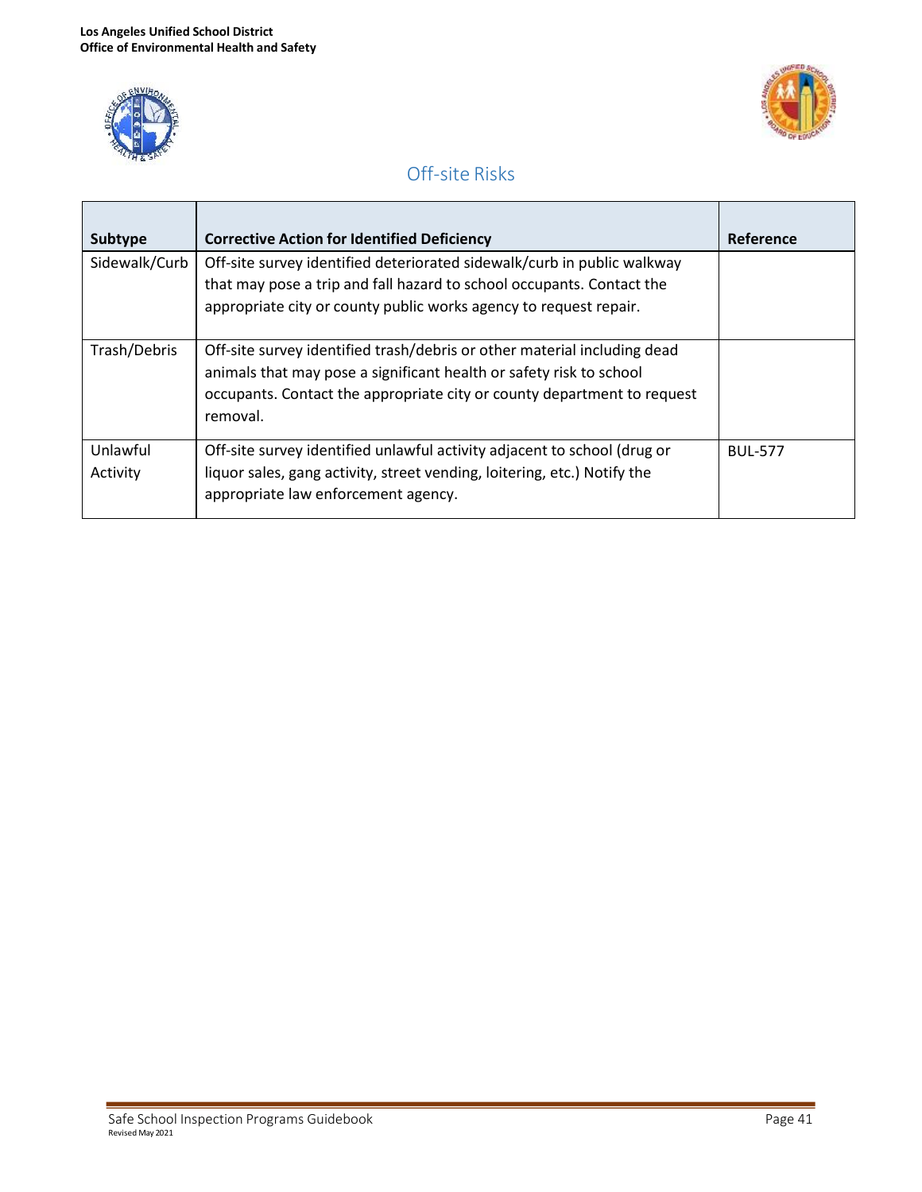## Off-site Risks

| Subtype | Corrective Action for Identified Deficiency | Reference |
|---|---|---|
| Sidewalk/Curb | Off-site survey identified deteriorated sidewalk/curb in public walkway that may pose a trip and fall hazard to school occupants. Contact the appropriate city or county public works agency to request repair. | |
| Trash/Debris | Off-site survey identified trash/debris or other material including dead animals that may pose a significant health or safety risk to school occupants. Contact the appropriate city or county department to request removal. | |
| Unlawful Activity | Off-site survey identified unlawful activity adjacent to school (drug or liquor sales, gang activity, street vending, loitering, etc.) Notify the appropriate law enforcement agency. | BUL-577 |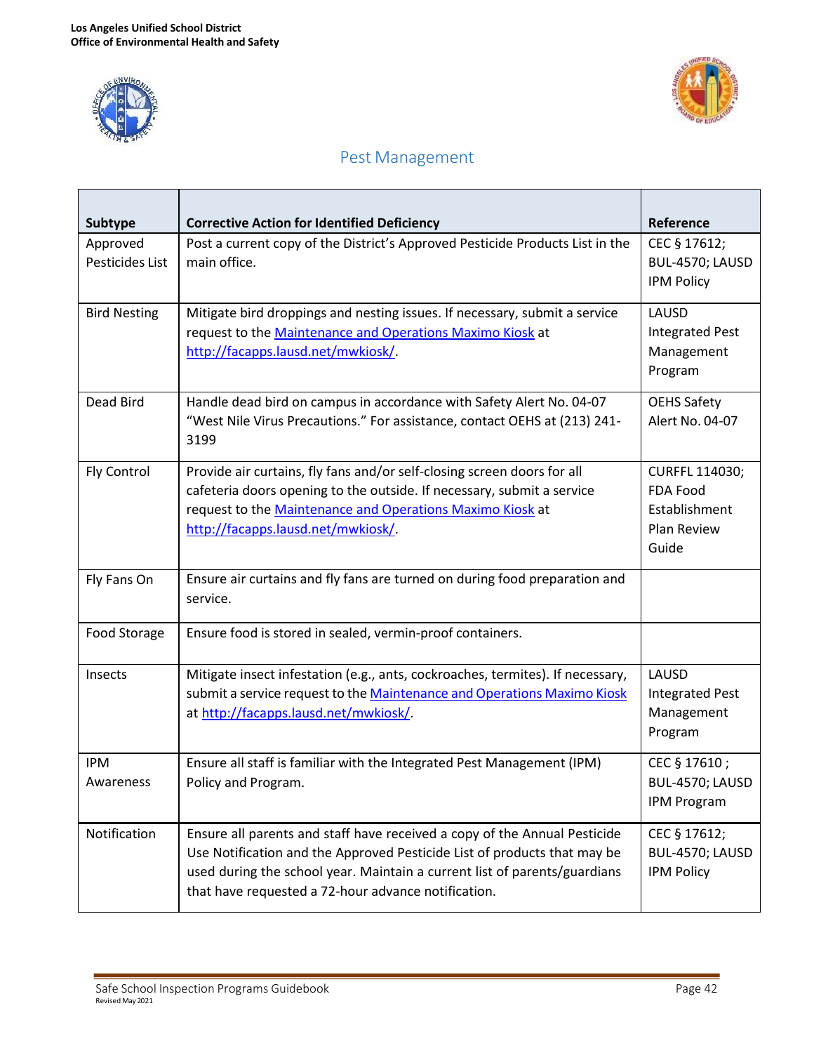## Pest Management

| Subtype | Corrective Action for Identified Deficiency | Reference |
|---|---|---|
| Approved Pesticides List | Post a current copy of the District's Approved Pesticide Products List in the main office. | CEC § 17612; BUL-4570; LAUSD IPM Policy |
| Bird Nesting | Mitigate bird droppings and nesting issues. If necessary, submit a service request to the [Maintenance and Operations Maximo Kiosk](http://facapps.lausd.net/mwkiosk/) at [http://facapps.lausd.net/mwkiosk/](http://facapps.lausd.net/mwkiosk/). | LAUSD Integrated Pest Management Program |
| Dead Bird | Handle dead bird on campus in accordance with Safety Alert No. 04-07 "West Nile Virus Precautions." For assistance, contact OEHS at (213) 241-3199 | OEHS Safety Alert No. 04-07 |
| Fly Control | Provide air curtains, fly fans and/or self-closing screen doors for all cafeteria doors opening to the outside. If necessary, submit a service request to the [Maintenance and Operations Maximo Kiosk](http://facapps.lausd.net/mwkiosk/) at [http://facapps.lausd.net/mwkiosk/](http://facapps.lausd.net/mwkiosk/). | CURFFL 114030; FDA Food Establishment Plan Review Guide |
| Fly Fans On | Ensure air curtains and fly fans are turned on during food preparation and service. | |
| Food Storage | Ensure food is stored in sealed, vermin-proof containers. | |
| Insects | Mitigate insect infestation (e.g., ants, cockroaches, termites). If necessary, submit a service request to the [Maintenance and Operations Maximo Kiosk](http://facapps.lausd.net/mwkiosk/) at [http://facapps.lausd.net/mwkiosk/](http://facapps.lausd.net/mwkiosk/). | LAUSD Integrated Pest Management Program |
| IPM Awareness | Ensure all staff is familiar with the Integrated Pest Management (IPM) Policy and Program. | CEC § 17610 ; BUL-4570; LAUSD IPM Program |
| Notification | Ensure all parents and staff have received a copy of the Annual Pesticide Use Notification and the Approved Pesticide List of products that may be used during the school year. Maintain a current list of parents/guardians that have requested a 72-hour advance notification. | CEC § 17612; BUL-4570; LAUSD IPM Policy |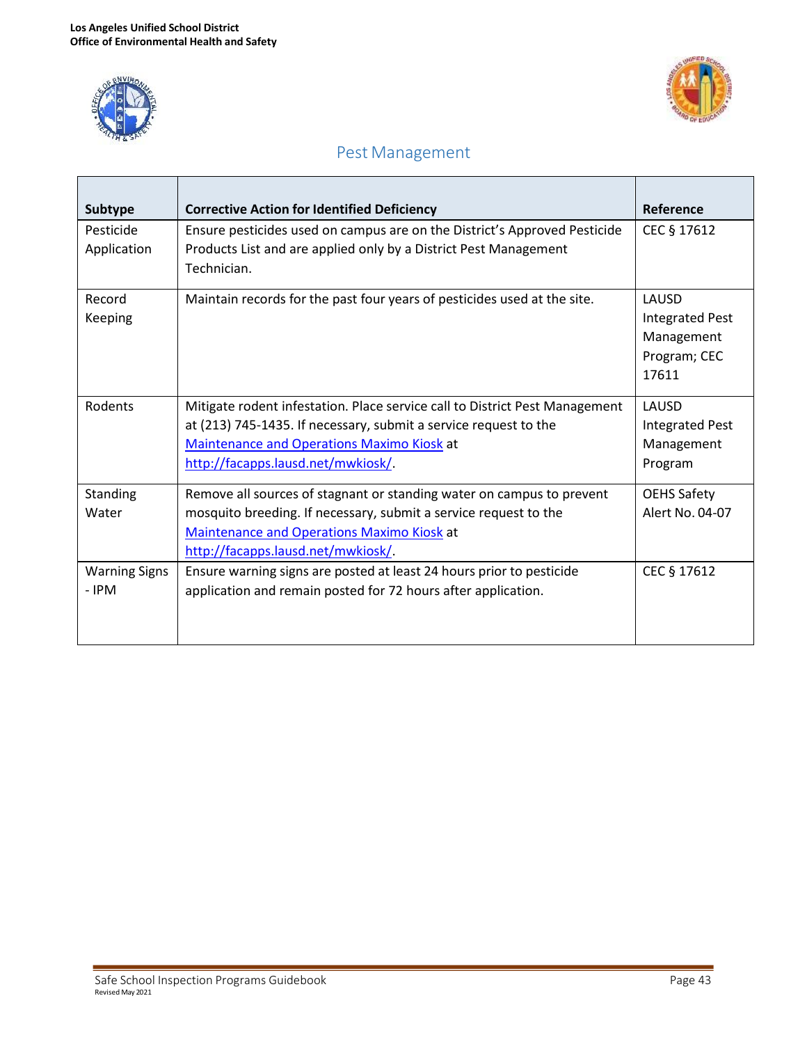## Pest Management

| Subtype | Corrective Action for Identified Deficiency | Reference |
|---|---|---|
| Pesticide Application | Ensure pesticides used on campus are on the District's Approved Pesticide Products List and are applied only by a District Pest Management Technician. | CEC § 17612 |
| Record Keeping | Maintain records for the past four years of pesticides used at the site. | LAUSD Integrated Pest Management Program; CEC 17611 |
| Rodents | Mitigate rodent infestation. Place service call to District Pest Management at (213) 745-1435. If necessary, submit a service request to the [Maintenance and Operations Maximo Kiosk](http://facapps.lausd.net/mwkiosk/) at http://facapps.lausd.net/mwkiosk/. | LAUSD Integrated Pest Management Program |
| Standing Water | Remove all sources of stagnant or standing water on campus to prevent mosquito breeding. If necessary, submit a service request to the [Maintenance and Operations Maximo Kiosk](http://facapps.lausd.net/mwkiosk/) at http://facapps.lausd.net/mwkiosk/. | OEHS Safety Alert No. 04-07 |
| Warning Signs - IPM | Ensure warning signs are posted at least 24 hours prior to pesticide application and remain posted for 72 hours after application. | CEC § 17612 |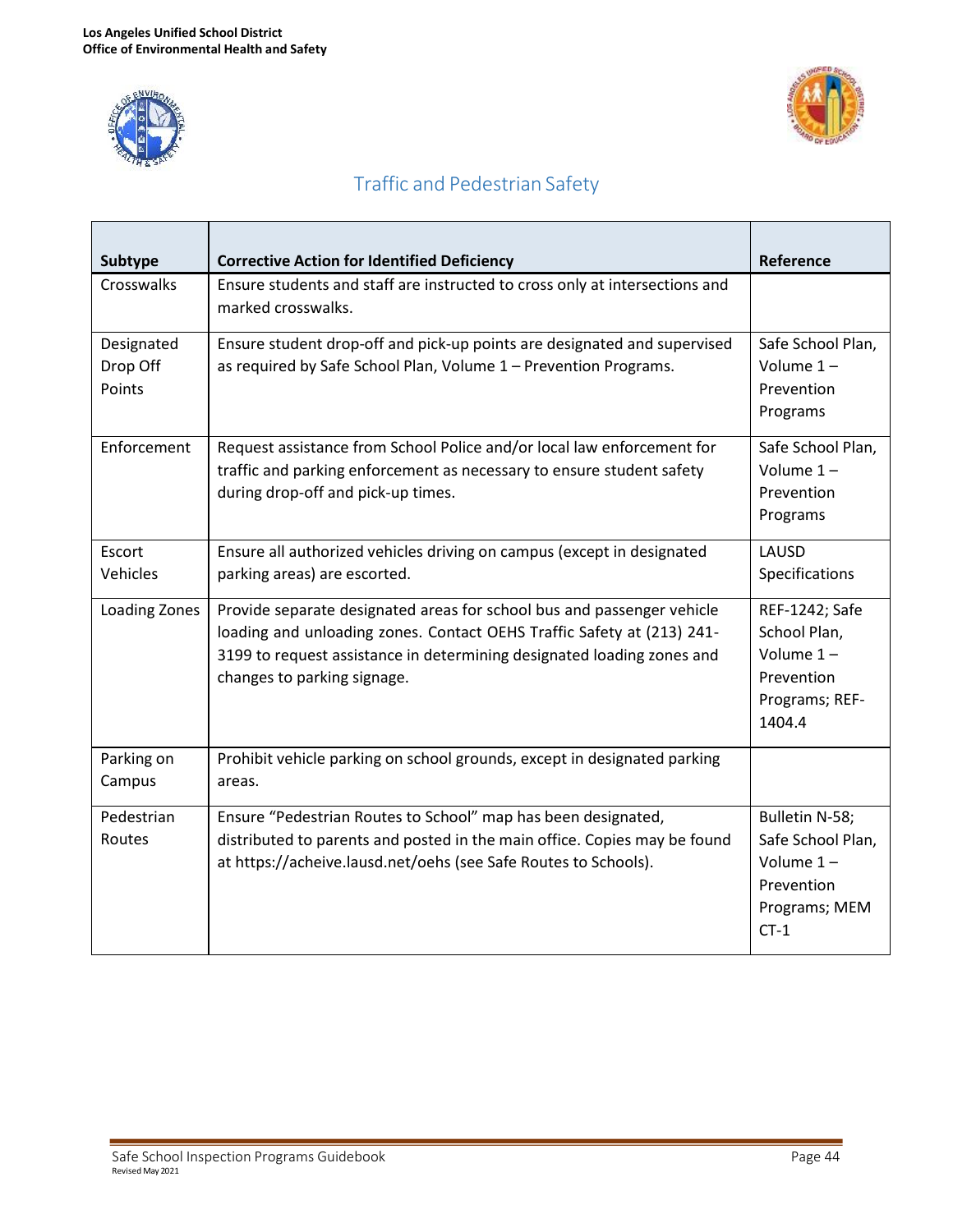**Los Angeles Unified School District**
**Office of Environmental Health and Safety**

## Traffic and Pedestrian Safety

| Subtype | Corrective Action for Identified Deficiency | Reference |
|---|---|---|
| Crosswalks | Ensure students and staff are instructed to cross only at intersections and marked crosswalks. | |
| Designated Drop Off Points | Ensure student drop-off and pick-up points are designated and supervised as required by Safe School Plan, Volume 1 – Prevention Programs. | Safe School Plan, Volume 1 – Prevention Programs |
| Enforcement | Request assistance from School Police and/or local law enforcement for traffic and parking enforcement as necessary to ensure student safety during drop-off and pick-up times. | Safe School Plan, Volume 1 – Prevention Programs |
| Escort Vehicles | Ensure all authorized vehicles driving on campus (except in designated parking areas) are escorted. | LAUSD Specifications |
| Loading Zones | Provide separate designated areas for school bus and passenger vehicle loading and unloading zones. Contact OEHS Traffic Safety at (213) 241-3199 to request assistance in determining designated loading zones and changes to parking signage. | REF-1242; Safe School Plan, Volume 1 – Prevention Programs; REF-1404.4 |
| Parking on Campus | Prohibit vehicle parking on school grounds, except in designated parking areas. | |
| Pedestrian Routes | Ensure "Pedestrian Routes to School" map has been designated, distributed to parents and posted in the main office. Copies may be found at https://acheive.lausd.net/oehs (see Safe Routes to Schools). | Bulletin N-58; Safe School Plan, Volume 1 – Prevention Programs; MEM CT-1 |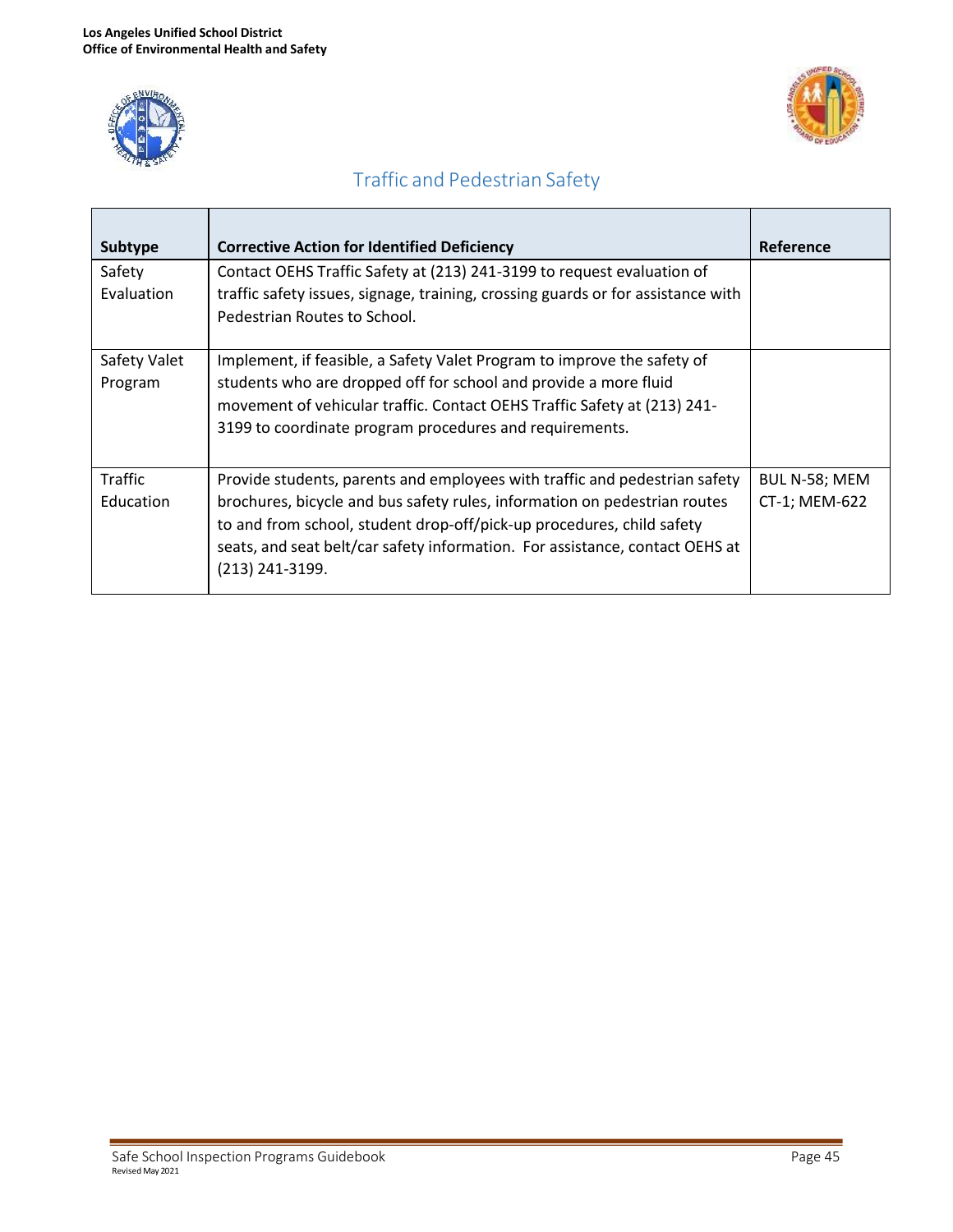## Traffic and Pedestrian Safety

| Subtype | Corrective Action for Identified Deficiency | Reference |
|---|---|---|
| Safety Evaluation | Contact OEHS Traffic Safety at (213) 241-3199 to request evaluation of traffic safety issues, signage, training, crossing guards or for assistance with Pedestrian Routes to School. | |
| Safety Valet Program | Implement, if feasible, a Safety Valet Program to improve the safety of students who are dropped off for school and provide a more fluid movement of vehicular traffic. Contact OEHS Traffic Safety at (213) 241-3199 to coordinate program procedures and requirements. | |
| Traffic Education | Provide students, parents and employees with traffic and pedestrian safety brochures, bicycle and bus safety rules, information on pedestrian routes to and from school, student drop-off/pick-up procedures, child safety seats, and seat belt/car safety information. For assistance, contact OEHS at (213) 241-3199. | BUL N-58; MEM CT-1; MEM-622 |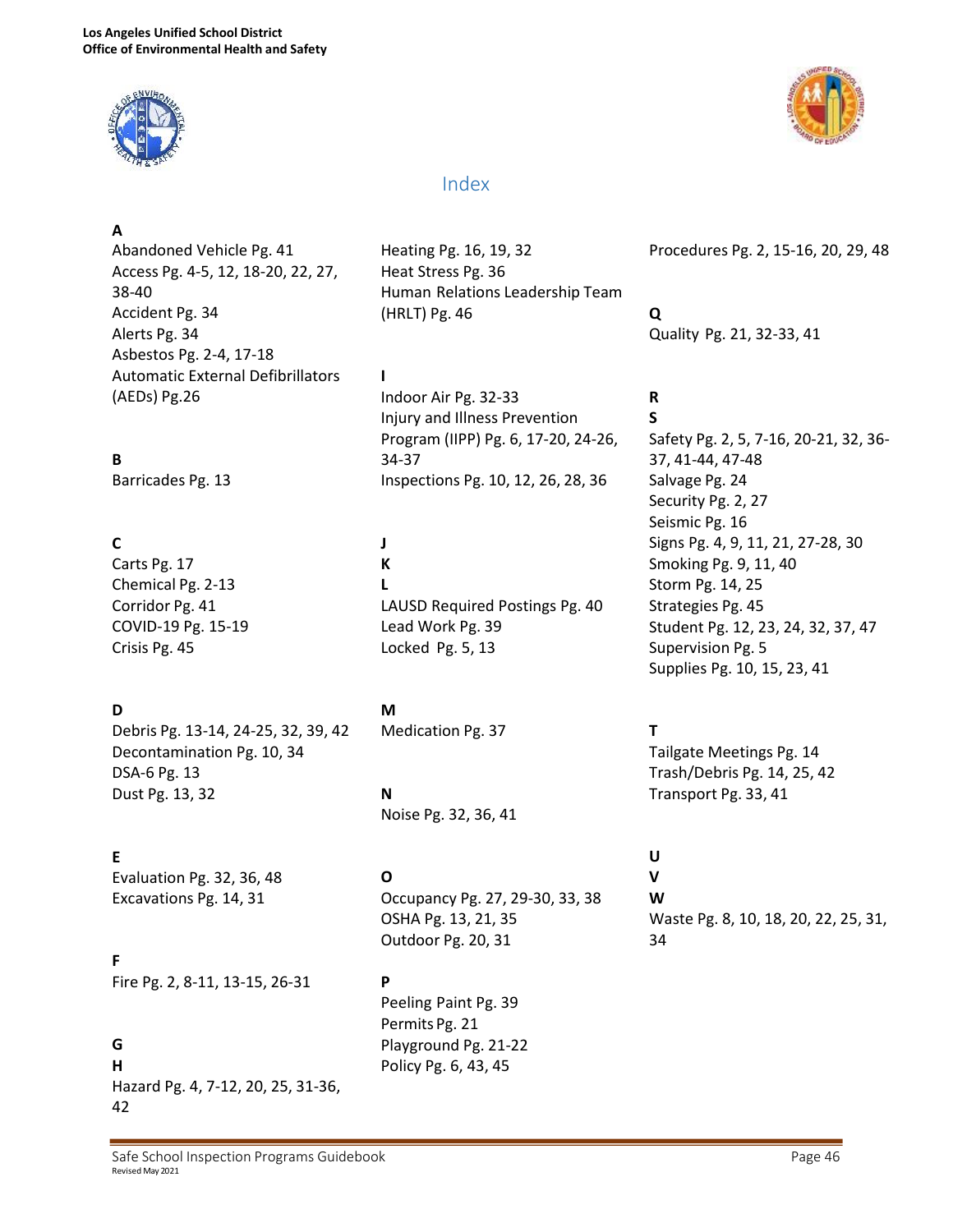# Index

**A**

Abandoned Vehicle Pg. 41
Access Pg. 4-5, 12, 18-20, 22, 27, 38-40
Accident Pg. 34
Alerts Pg. 34
Asbestos Pg. 2-4, 17-18
Automatic External Defibrillators (AEDs) Pg.26

**B**

Barricades Pg. 13

**C**

Carts Pg. 17
Chemical Pg. 2-13
Corridor Pg. 41
COVID-19 Pg. 15-19
Crisis Pg. 45

**D**

Debris Pg. 13-14, 24-25, 32, 39, 42
Decontamination Pg. 10, 34
DSA-6 Pg. 13
Dust Pg. 13, 32

**E**

Evaluation Pg. 32, 36, 48
Excavations Pg. 14, 31

**F**

Fire Pg. 2, 8-11, 13-15, 26-31

**G**

**H**

Hazard Pg. 4, 7-12, 20, 25, 31-36, 42
Heating Pg. 16, 19, 32
Heat Stress Pg. 36
Human Relations Leadership Team (HRLT) Pg. 46

**I**

Indoor Air Pg. 32-33
Injury and Illness Prevention Program (IIPP) Pg. 6, 17-20, 24-26, 34-37
Inspections Pg. 10, 12, 26, 28, 36

**J**

**K**

**L**

LAUSD Required Postings Pg. 40
Lead Work Pg. 39
Locked Pg. 5, 13

**M**

Medication Pg. 37

**N**

Noise Pg. 32, 36, 41

**O**

Occupancy Pg. 27, 29-30, 33, 38
OSHA Pg. 13, 21, 35
Outdoor Pg. 20, 31

**P**

Peeling Paint Pg. 39
Permits Pg. 21
Playground Pg. 21-22
Policy Pg. 6, 43, 45
Procedures Pg. 2, 15-16, 20, 29, 48

**Q**

Quality Pg. 21, 32-33, 41

**R**

**S**

Safety Pg. 2, 5, 7-16, 20-21, 32, 36-37, 41-44, 47-48
Salvage Pg. 24
Security Pg. 2, 27
Seismic Pg. 16
Signs Pg. 4, 9, 11, 21, 27-28, 30
Smoking Pg. 9, 11, 40
Storm Pg. 14, 25
Strategies Pg. 45
Student Pg. 12, 23, 24, 32, 37, 47
Supervision Pg. 5
Supplies Pg. 10, 15, 23, 41

**T**

Tailgate Meetings Pg. 14
Trash/Debris Pg. 14, 25, 42
Transport Pg. 33, 41

**U**

**V**

**W**

Waste Pg. 8, 10, 18, 20, 22, 25, 31, 34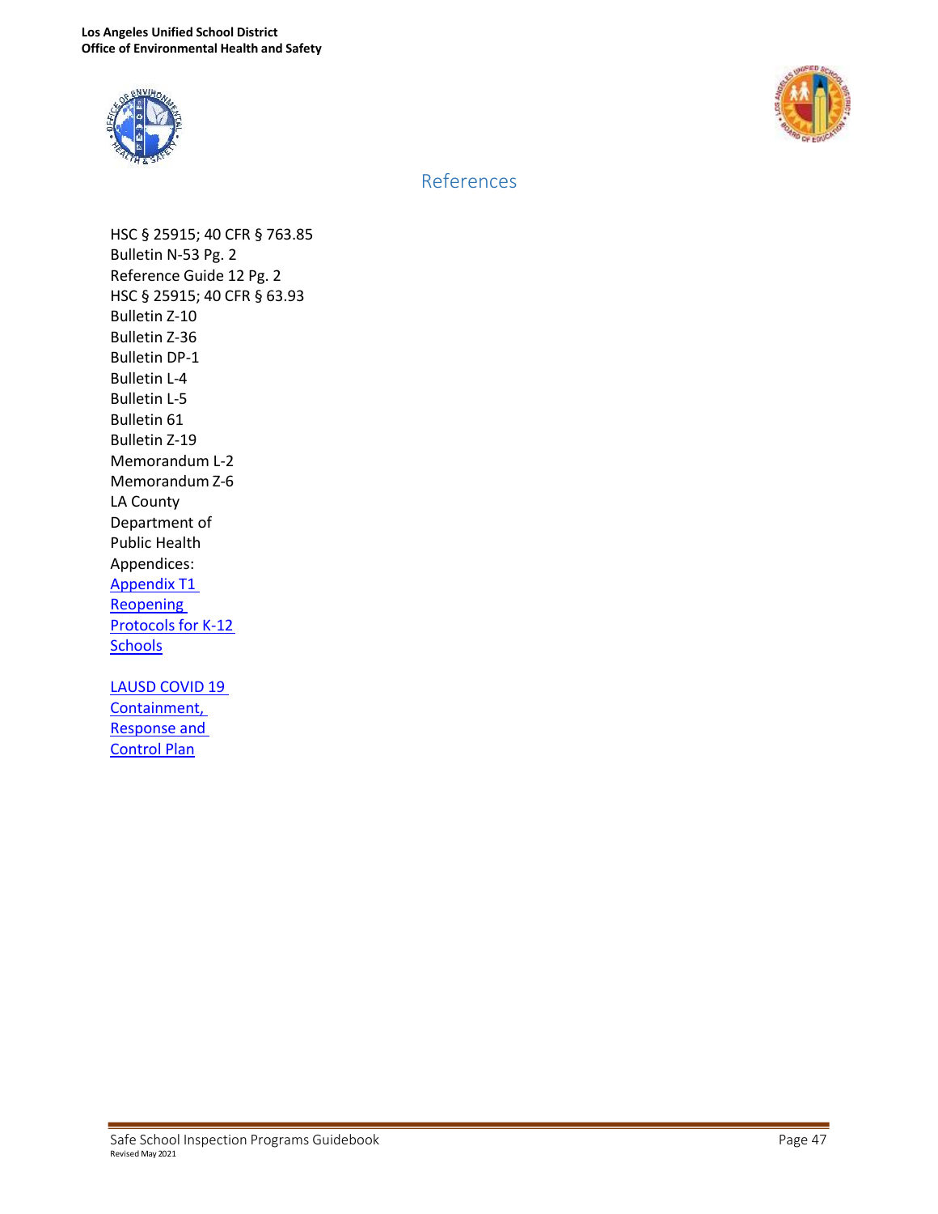## References

HSC § 25915; 40 CFR § 763.85
Bulletin N-53 Pg. 2
Reference Guide 12 Pg. 2
HSC § 25915; 40 CFR § 63.93
Bulletin Z-10
Bulletin Z-36
Bulletin DP-1
Bulletin L-4
Bulletin L-5
Bulletin 61
Bulletin Z-19
Memorandum L-2
Memorandum Z-6
LA County Department of Public Health
Appendices:
Appendix T1 Reopening Protocols for K-12 Schools

LAUSD COVID 19 Containment, Response and Control Plan